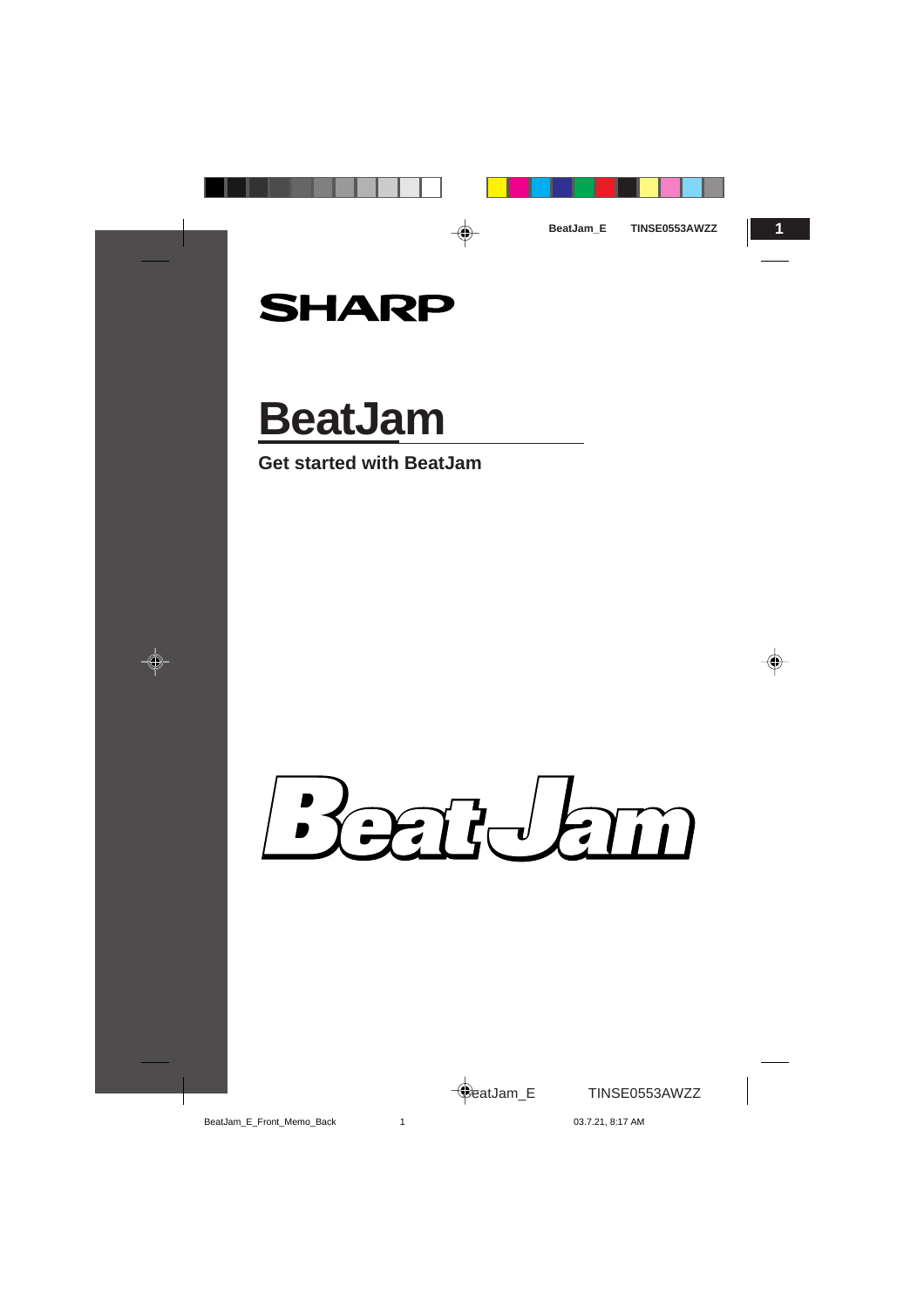SHARP

# BeatJam

## Get started with BeatJam

BeatJam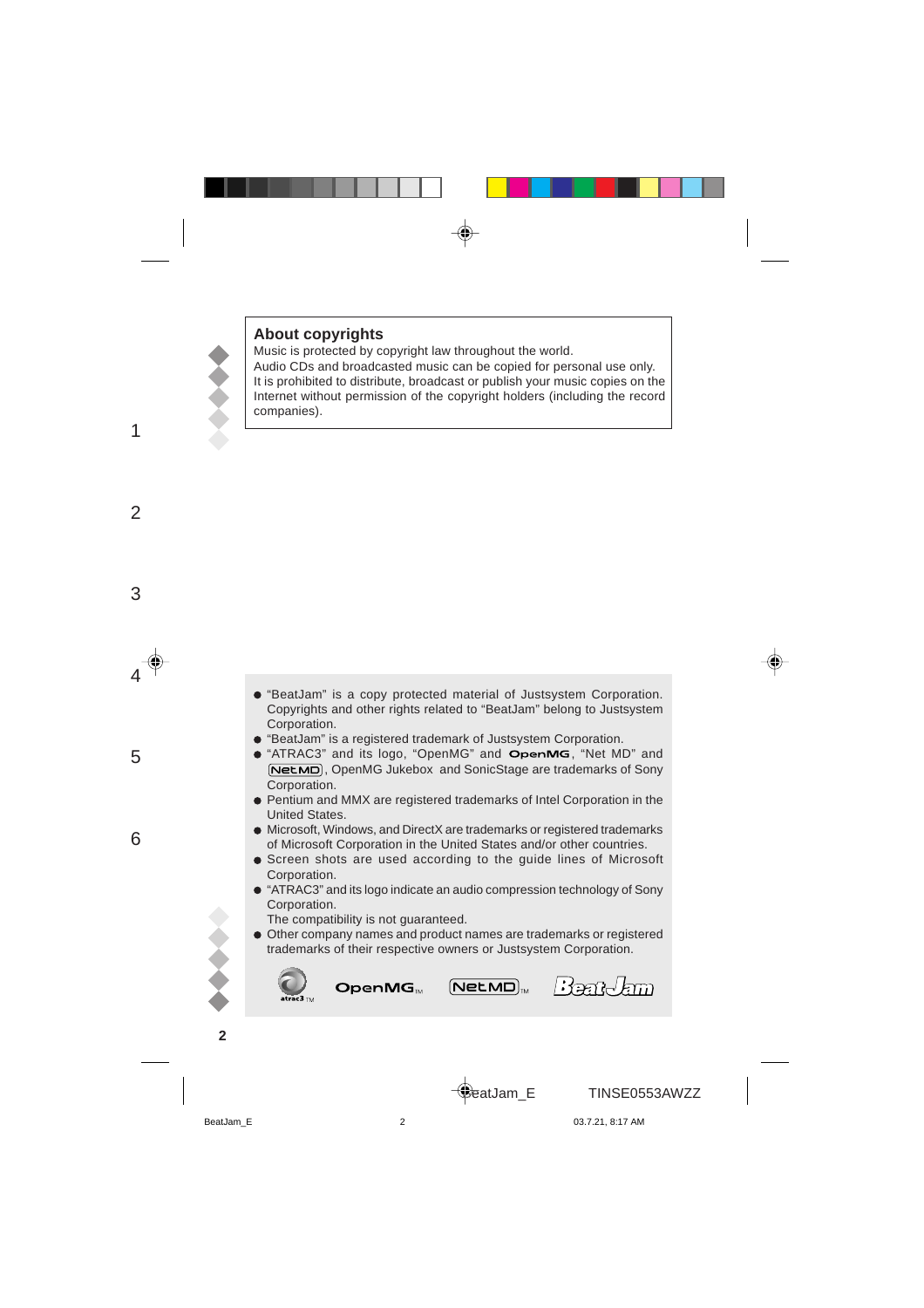## About copyrights

Music is protected by copyright law throughout the world.
Audio CDs and broadcasted music can be copied for personal use only.
It is prohibited to distribute, broadcast or publish your music copies on the Internet without permission of the copyright holders (including the record companies).

- "BeatJam" is a copy protected material of Justsystem Corporation. Copyrights and other rights related to "BeatJam" belong to Justsystem Corporation.
- "BeatJam" is a registered trademark of Justsystem Corporation.
- "ATRAC3" and its logo, "OpenMG" and OpenMG, "Net MD" and NetMD, OpenMG Jukebox and SonicStage are trademarks of Sony Corporation.
- Pentium and MMX are registered trademarks of Intel Corporation in the United States.
- Microsoft, Windows, and DirectX are trademarks or registered trademarks of Microsoft Corporation in the United States and/or other countries.
- Screen shots are used according to the guide lines of Microsoft Corporation.
- "ATRAC3" and its logo indicate an audio compression technology of Sony Corporation.
  The compatibility is not guaranteed.
- Other company names and product names are trademarks or registered trademarks of their respective owners or Justsystem Corporation.

atrac3 TM OpenMG TM NetMD TM BeatJam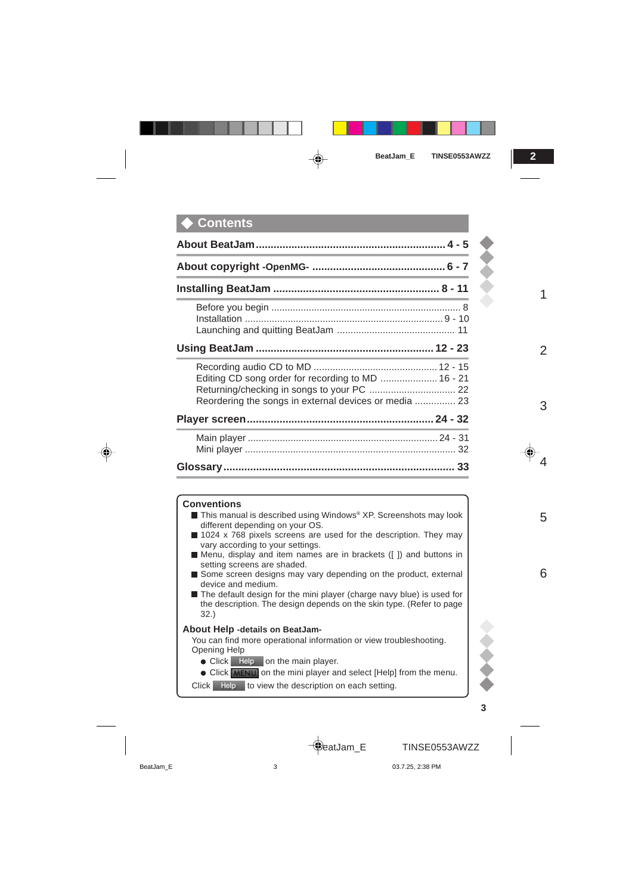# Contents

**About BeatJam** ................................................................ **4 - 5**

**About copyright -OpenMG-** ............................................ **6 - 7**

**Installing BeatJam** ....................................................... **8 - 11**

- Before you begin ...................................................................... 8
- Installation ......................................................................... 9 - 10
- Launching and quitting BeatJam ............................................ 11

**Using BeatJam** ............................................................ **12 - 23**

- Recording audio CD to MD .............................................. 12 - 15
- Editing CD song order for recording to MD ..................... 16 - 21
- Returning/checking in songs to your PC ................................ 22
- Reordering the songs in external devices or media ............... 23

**Player screen** ................................................................ **24 - 32**

- Main player ...................................................................... 24 - 31
- Mini player .............................................................................. 32

**Glossary** ............................................................................... **33**

1

2

3

4

5

6

### Conventions

- This manual is described using Windows® XP. Screenshots may look different depending on your OS.
- 1024 x 768 pixels screens are used for the description. They may vary according to your settings.
- Menu, display and item names are in brackets ([ ]) and buttons in setting screens are shaded.
- Some screen designs may vary depending on the product, external device and medium.
- The default design for the mini player (charge navy blue) is used for the description. The design depends on the skin type. (Refer to page 32.)

### About Help -details on BeatJam-

You can find more operational information or view troubleshooting.
Opening Help

- Click Help on the main player.
- Click MENU on the mini player and select [Help] from the menu.

Click Help to view the description on each setting.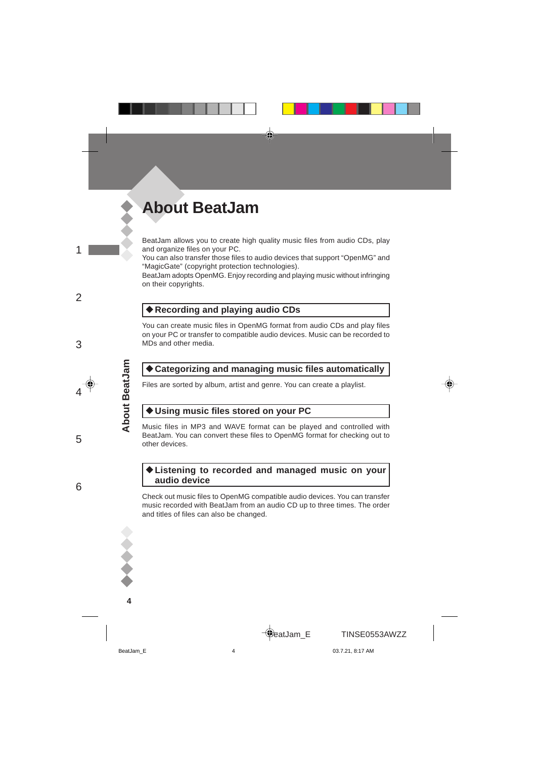# About BeatJam

BeatJam allows you to create high quality music files from audio CDs, play and organize files on your PC.
You can also transfer those files to audio devices that support "OpenMG" and "MagicGate" (copyright protection technologies).
BeatJam adopts OpenMG. Enjoy recording and playing music without infringing on their copyrights.

## ◆ Recording and playing audio CDs

You can create music files in OpenMG format from audio CDs and play files on your PC or transfer to compatible audio devices. Music can be recorded to MDs and other media.

## ◆ Categorizing and managing music files automatically

Files are sorted by album, artist and genre. You can create a playlist.

## ◆ Using music files stored on your PC

Music files in MP3 and WAVE format can be played and controlled with BeatJam. You can convert these files to OpenMG format for checking out to other devices.

## ◆ Listening to recorded and managed music on your audio device

Check out music files to OpenMG compatible audio devices. You can transfer music recorded with BeatJam from an audio CD up to three times. The order and titles of files can also be changed.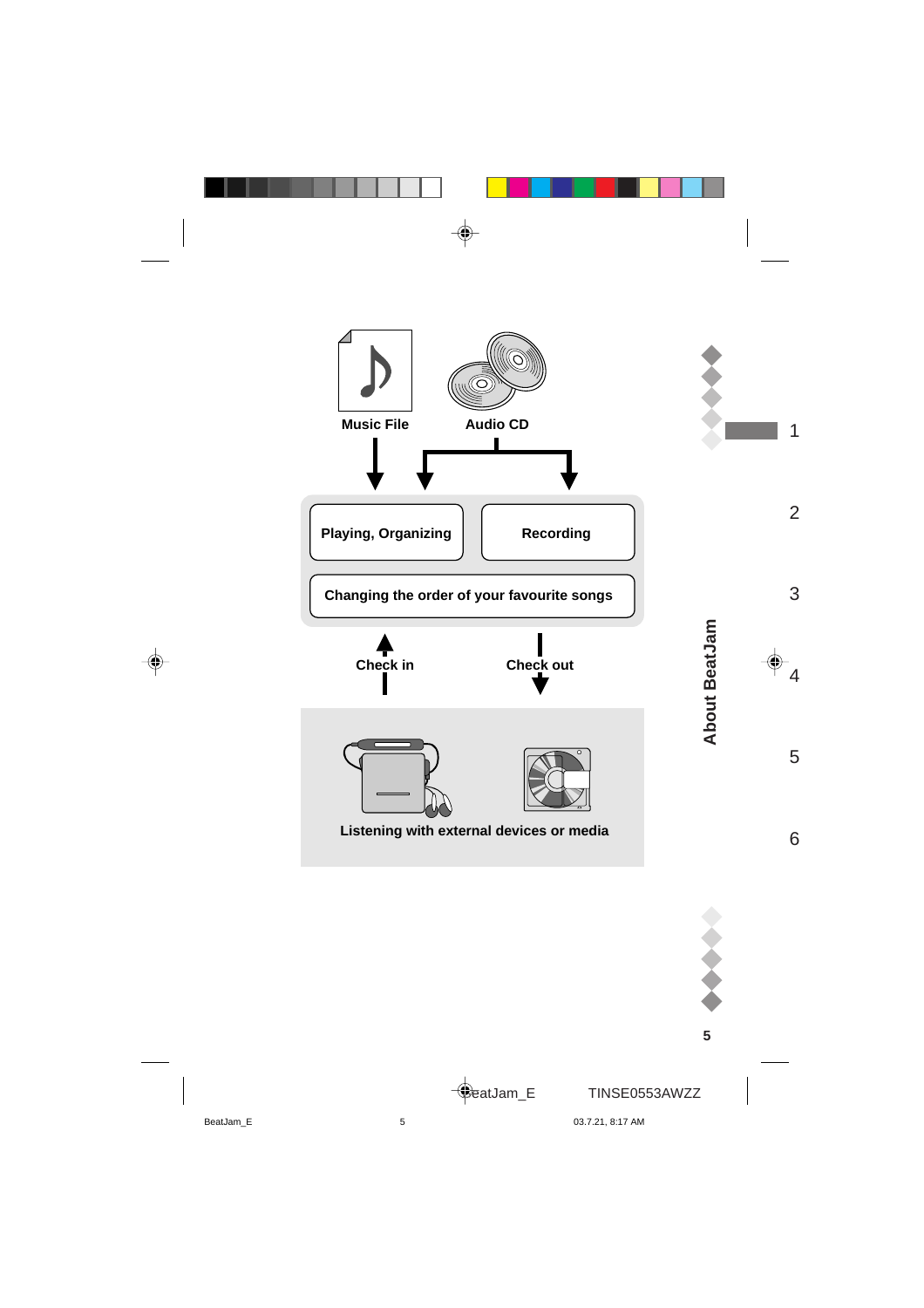Music File

Audio CD

Playing, Organizing

Recording

Changing the order of your favourite songs

Check in

Check out

Listening with external devices or media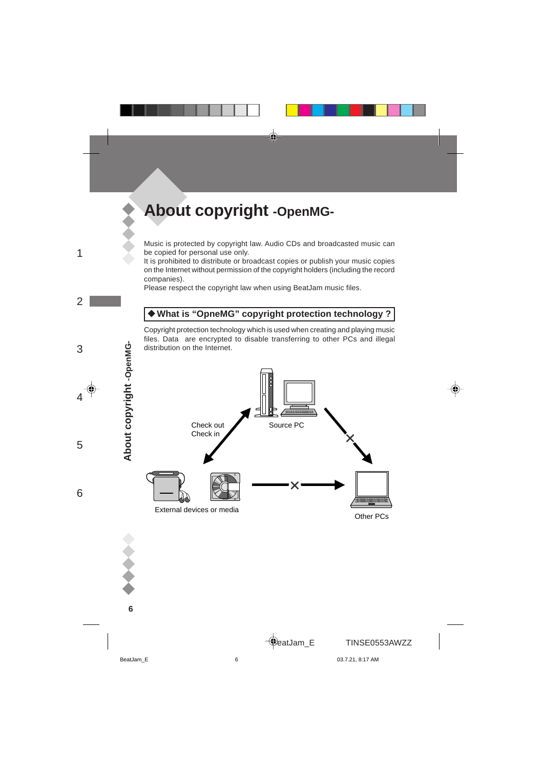# About copyright -OpenMG-

Music is protected by copyright law. Audio CDs and broadcasted music can be copied for personal use only.
It is prohibited to distribute or broadcast copies or publish your music copies on the Internet without permission of the copyright holders (including the record companies).
Please respect the copyright law when using BeatJam music files.

## ◆ What is "OpneMG" copyright protection technology ?

Copyright protection technology which is used when creating and playing music files. Data are encrypted to disable transferring to other PCs and illegal distribution on the Internet.

Check out
Check in

Source PC

External devices or media

Other PCs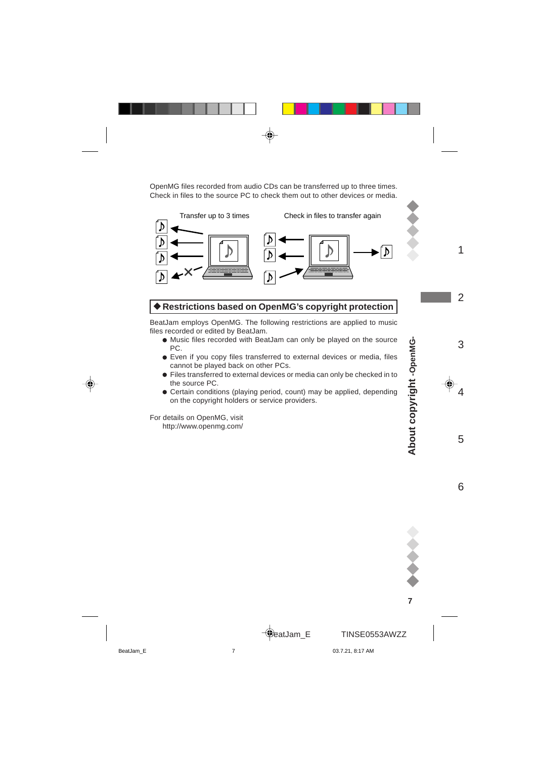OpenMG files recorded from audio CDs can be transferred up to three times. Check in files to the source PC to check them out to other devices or media.

Transfer up to 3 times

Check in files to transfer again

### ◆ Restrictions based on OpenMG's copyright protection

BeatJam employs OpenMG. The following restrictions are applied to music files recorded or edited by BeatJam.

- Music files recorded with BeatJam can only be played on the source PC.
- Even if you copy files transferred to external devices or media, files cannot be played back on other PCs.
- Files transferred to external devices or media can only be checked in to the source PC.
- Certain conditions (playing period, count) may be applied, depending on the copyright holders or service providers.

For details on OpenMG, visit
http://www.openmg.com/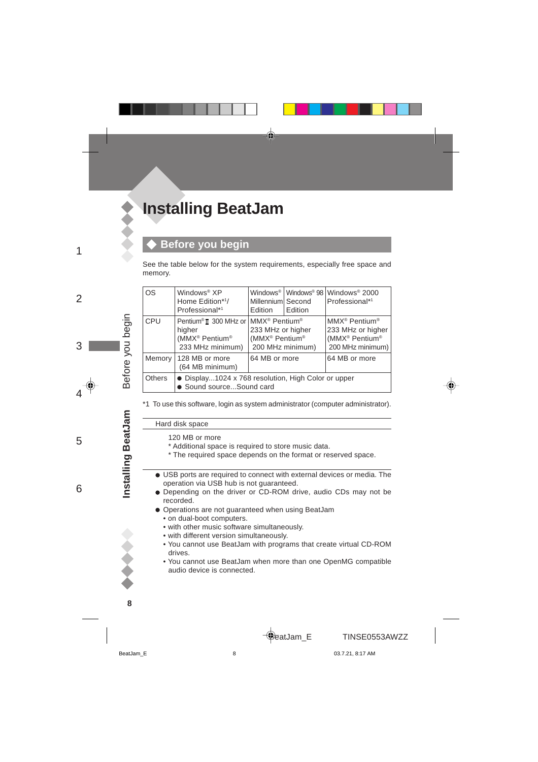# Installing BeatJam

## Before you begin

See the table below for the system requirements, especially free space and memory.

| OS | Windows® XP Home Edition*1/ Professional*1 | Windows® Millennium Edition | Windows® 98 Second Edition | Windows® 2000 Professional*1 |
|---|---|---|---|---|
| CPU | Pentium® II 300 MHz or higher (MMX® Pentium® 233 MHz minimum) | MMX® Pentium® 233 MHz or higher (MMX® Pentium® 200 MHz minimum) | | MMX® Pentium® 233 MHz or higher (MMX® Pentium® 200 MHz minimum) |
| Memory | 128 MB or more (64 MB minimum) | 64 MB or more | | 64 MB or more |
| Others | ● Display...1024 x 768 resolution, High Color or upper ● Sound source...Sound card | | | |

*1 To use this software, login as system administrator (computer administrator).

Hard disk space

120 MB or more
* Additional space is required to store music data.
* The required space depends on the format or reserved space.

- USB ports are required to connect with external devices or media. The operation via USB hub is not guaranteed.
- Depending on the driver or CD-ROM drive, audio CDs may not be recorded.
- Operations are not guaranteed when using BeatJam
  - on dual-boot computers.
  - with other music software simultaneously.
  - with different version simultaneously.
  - You cannot use BeatJam with programs that create virtual CD-ROM drives.
  - You cannot use BeatJam when more than one OpenMG compatible audio device is connected.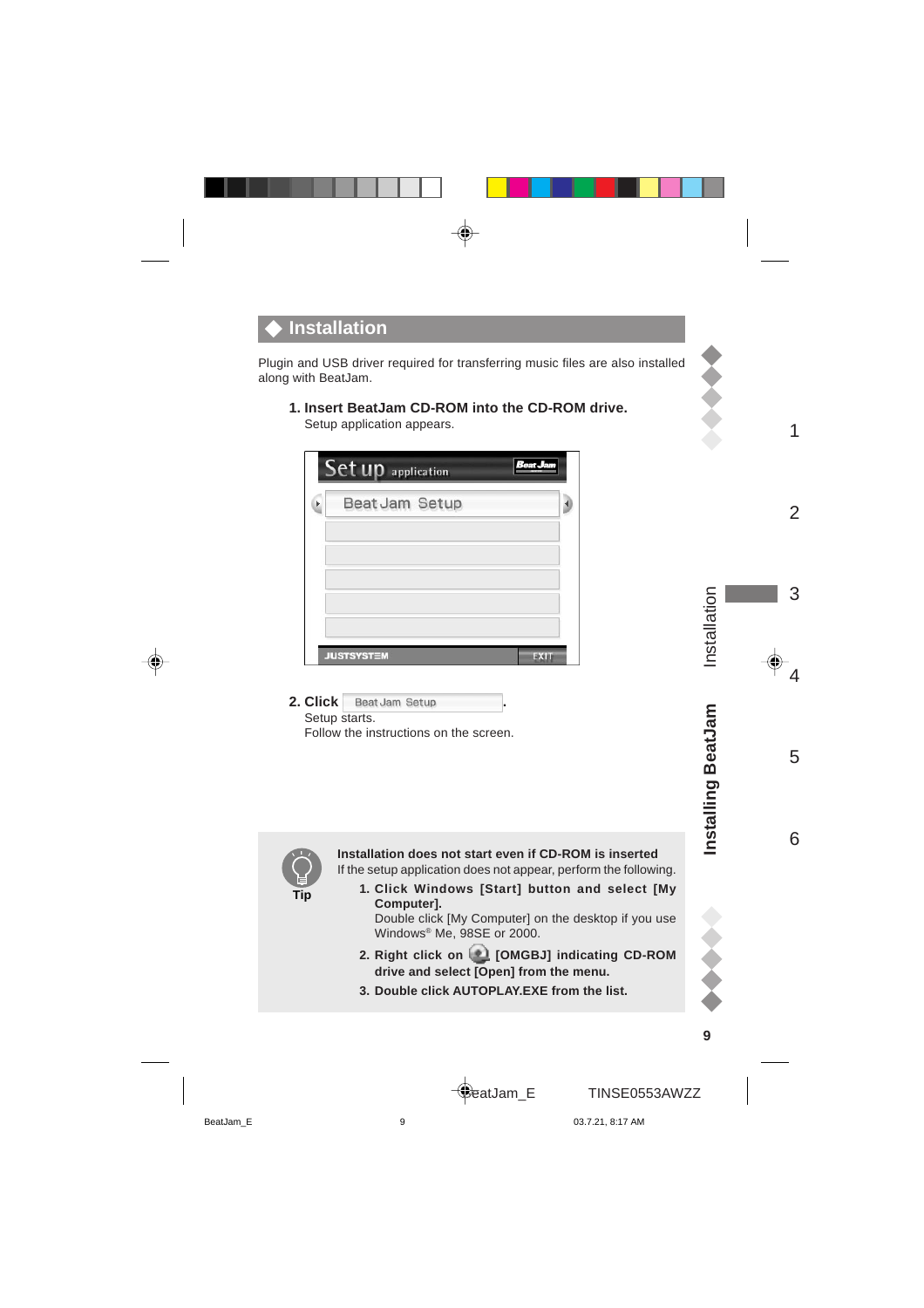## Installation

Plugin and USB driver required for transferring music files are also installed along with BeatJam.

**1. Insert BeatJam CD-ROM into the CD-ROM drive.**

Setup application appears.

**2. Click** Beat Jam Setup.

Setup starts.
Follow the instructions on the screen.

**Tip**

**Installation does not start even if CD-ROM is inserted**

If the setup application does not appear, perform the following.

1. **Click Windows [Start] button and select [My Computer].**
   Double click [My Computer] on the desktop if you use Windows® Me, 98SE or 2000.
2. **Right click on [OMGBJ] indicating CD-ROM drive and select [Open] from the menu.**
3. **Double click AUTOPLAY.EXE from the list.**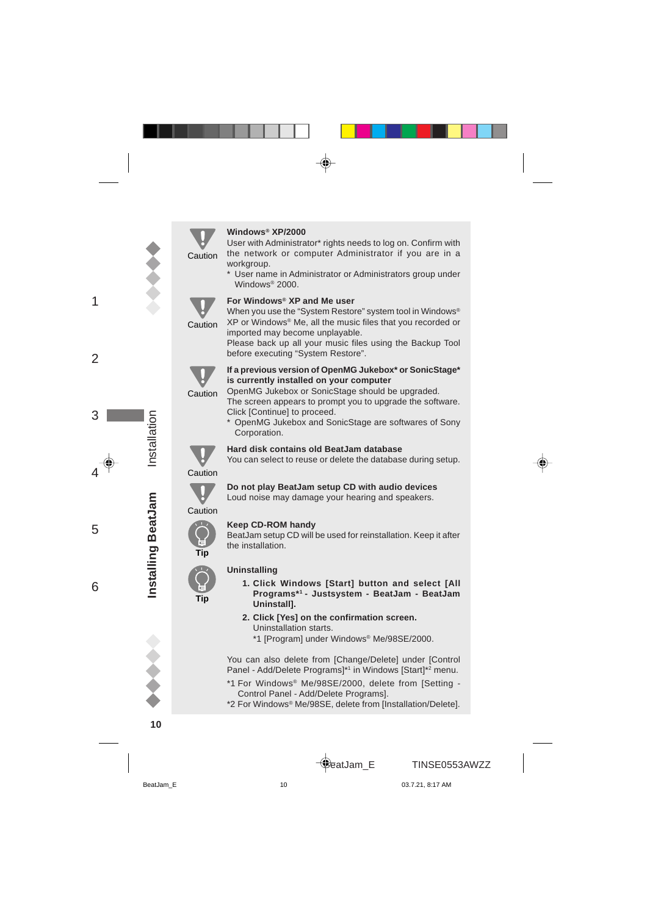**Caution**

**Windows® XP/2000**
User with Administrator* rights needs to log on. Confirm with the network or computer Administrator if you are in a workgroup.
* User name in Administrator or Administrators group under Windows® 2000.

**Caution**

**For Windows® XP and Me user**
When you use the “System Restore” system tool in Windows® XP or Windows® Me, all the music files that you recorded or imported may become unplayable.
Please back up all your music files using the Backup Tool before executing “System Restore”.

**Caution**

**If a previous version of OpenMG Jukebox* or SonicStage* is currently installed on your computer**
OpenMG Jukebox or SonicStage should be upgraded.
The screen appears to prompt you to upgrade the software. Click [Continue] to proceed.
* OpenMG Jukebox and SonicStage are softwares of Sony Corporation.

**Caution**

**Hard disk contains old BeatJam database**
You can select to reuse or delete the database during setup.

**Caution**

**Do not play BeatJam setup CD with audio devices**
Loud noise may damage your hearing and speakers.

**Tip**

**Keep CD-ROM handy**
BeatJam setup CD will be used for reinstallation. Keep it after the installation.

**Tip**

**Uninstalling**

1. **Click Windows [Start] button and select [All Programs*1 - Justsystem - BeatJam - BeatJam Uninstall].**
2. **Click [Yes] on the confirmation screen.**
   Uninstallation starts.
   *1 [Program] under Windows® Me/98SE/2000.

You can also delete from [Change/Delete] under [Control Panel - Add/Delete Programs]*1 in Windows [Start]*2 menu.

*1 For Windows® Me/98SE/2000, delete from [Setting - Control Panel - Add/Delete Programs].
*2 For Windows® Me/98SE, delete from [Installation/Delete].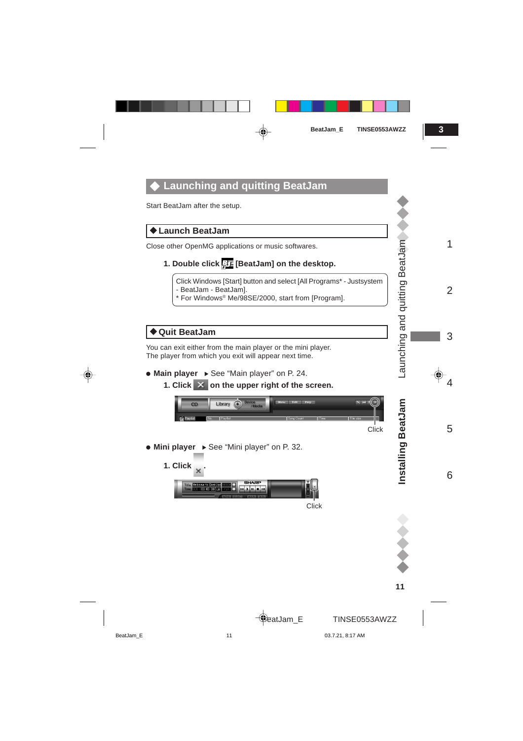# Launching and quitting BeatJam

Start BeatJam after the setup.

## Launch BeatJam

Close other OpenMG applications or music softwares.

**1. Double click [BeatJam] on the desktop.**

> Click Windows [Start] button and select [All Programs* - Justsystem - BeatJam - BeatJam].
> * For Windows® Me/98SE/2000, start from [Program].

## Quit BeatJam

You can exit either from the main player or the mini player.
The player from which you exit will appear next time.

- **Main player** ▶ See "Main player" on P. 24.

**1. Click ✕ on the upper right of the screen.**

Click

- **Mini player** ▶ See "Mini player" on P. 32.

**1. Click ✕.**

Click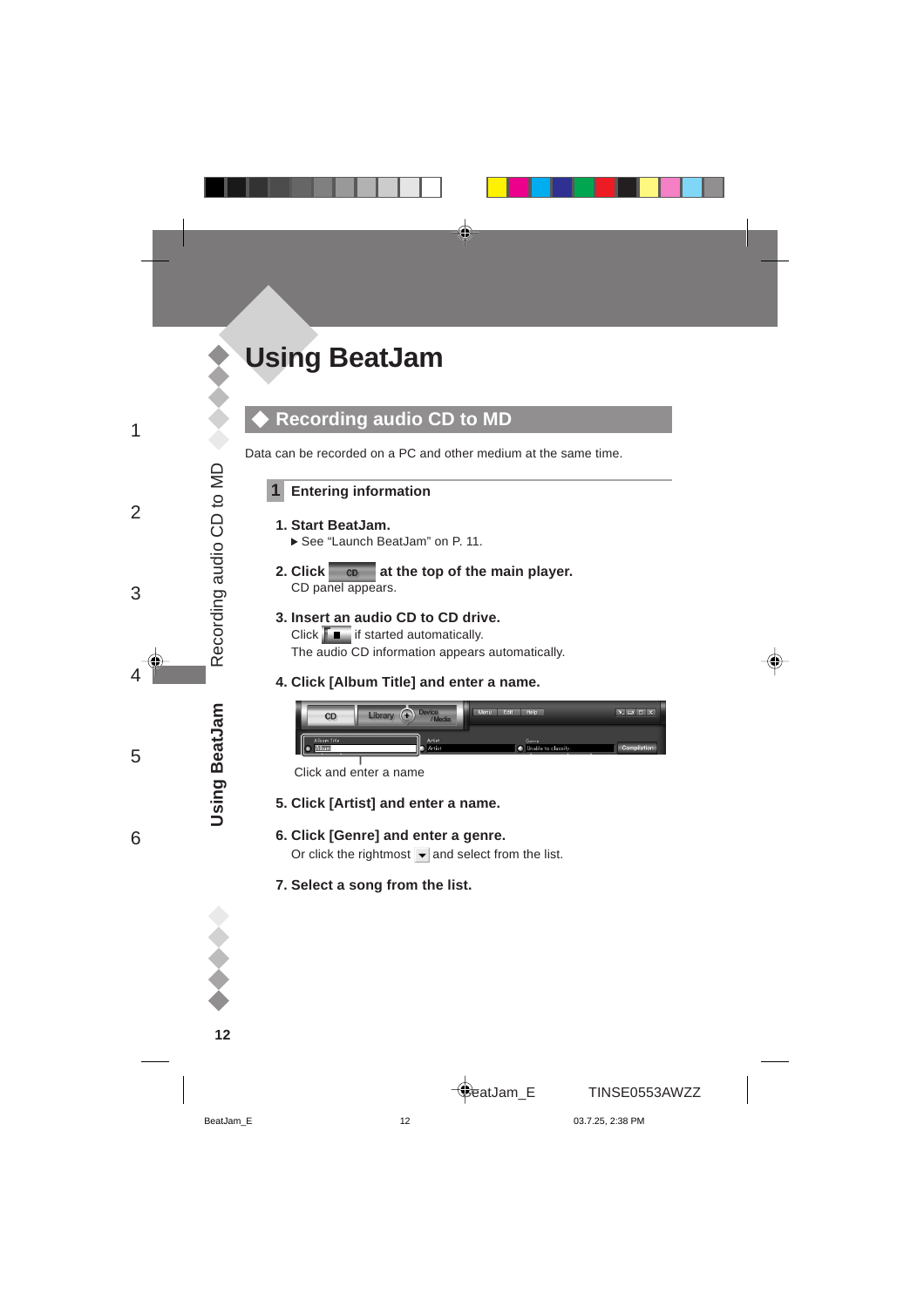# Using BeatJam

## Recording audio CD to MD

Data can be recorded on a PC and other medium at the same time.

### 1 Entering information

**1. Start BeatJam.**

▶ See "Launch BeatJam" on P. 11.

**2. Click CD at the top of the main player.**

CD panel appears.

**3. Insert an audio CD to CD drive.**

Click ■ if started automatically.

The audio CD information appears automatically.

**4. Click [Album Title] and enter a name.**

Click and enter a name

**5. Click [Artist] and enter a name.**

**6. Click [Genre] and enter a genre.**

Or click the rightmost ▼ and select from the list.

**7. Select a song from the list.**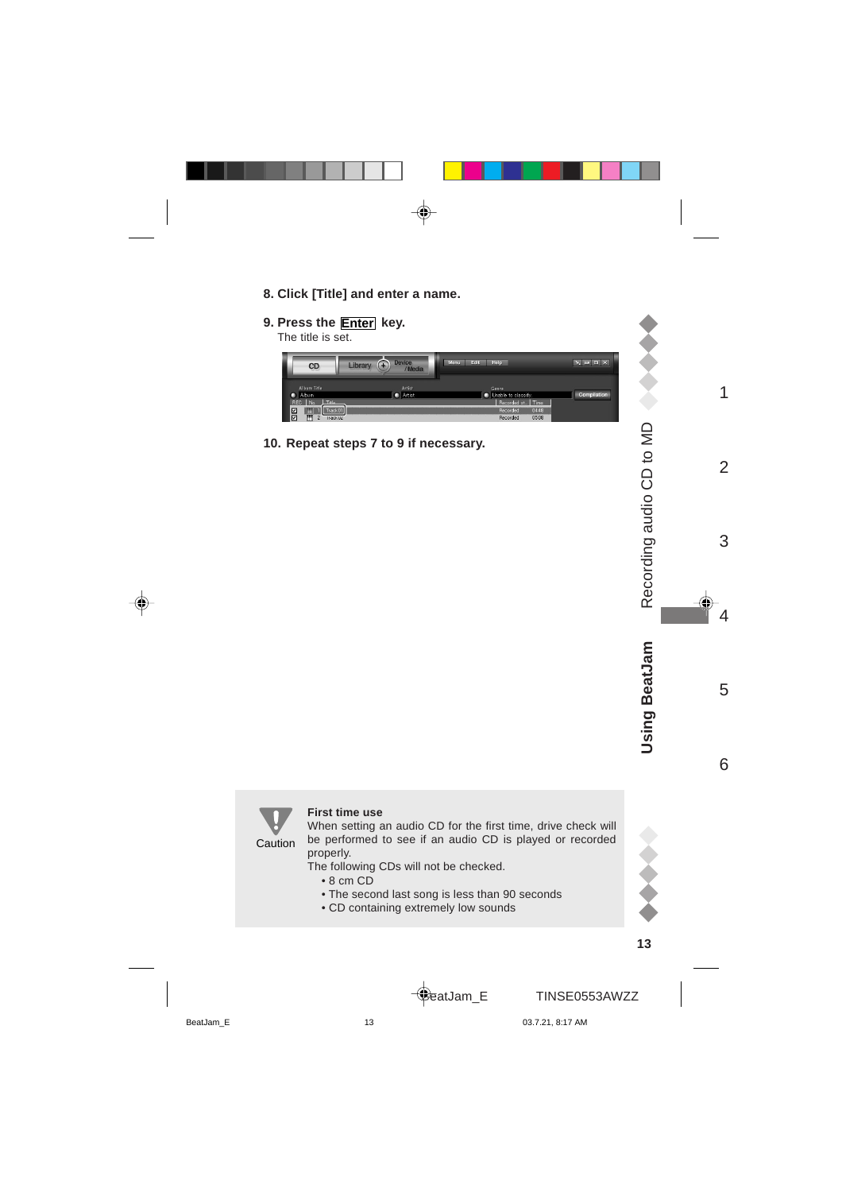**8. Click [Title] and enter a name.**

**9. Press the Enter key.**

The title is set.

**10. Repeat steps 7 to 9 if necessary.**

Caution

**First time use**

When setting an audio CD for the first time, drive check will be performed to see if an audio CD is played or recorded properly.

The following CDs will not be checked.

- 8 cm CD
- The second last song is less than 90 seconds
- CD containing extremely low sounds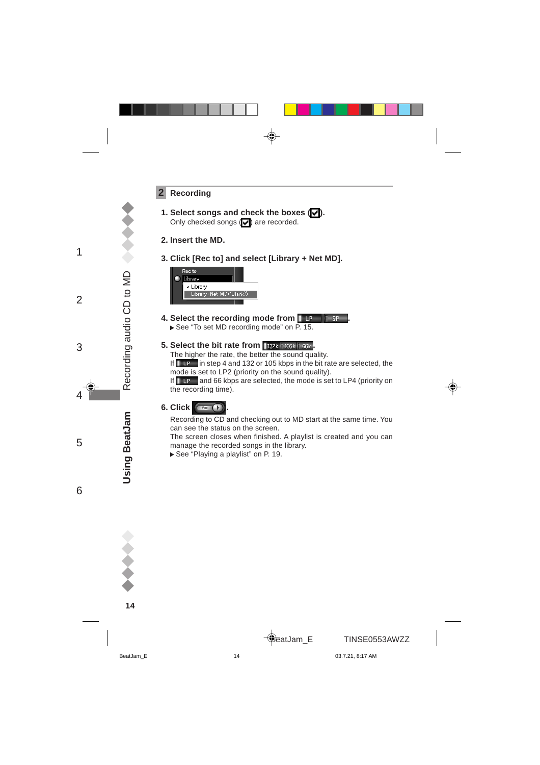## 2 Recording

**1. Select songs and check the boxes (☑).**

Only checked songs (☑) are recorded.

**2. Insert the MD.**

**3. Click [Rec to] and select [Library + Net MD].**

**4. Select the recording mode from LP SP.**

▶ See "To set MD recording mode" on P. 15.

**5. Select the bit rate from 132k 105k 66k.**

The higher the rate, the better the sound quality.

If LP in step 4 and 132 or 105 kbps in the bit rate are selected, the mode is set to LP2 (priority on the sound quality).

If LP and 66 kbps are selected, the mode is set to LP4 (priority on the recording time).

**6. Click Rec.**

Recording to CD and checking out to MD start at the same time. You can see the status on the screen.

The screen closes when finished. A playlist is created and you can manage the recorded songs in the library.

▶ See "Playing a playlist" on P. 19.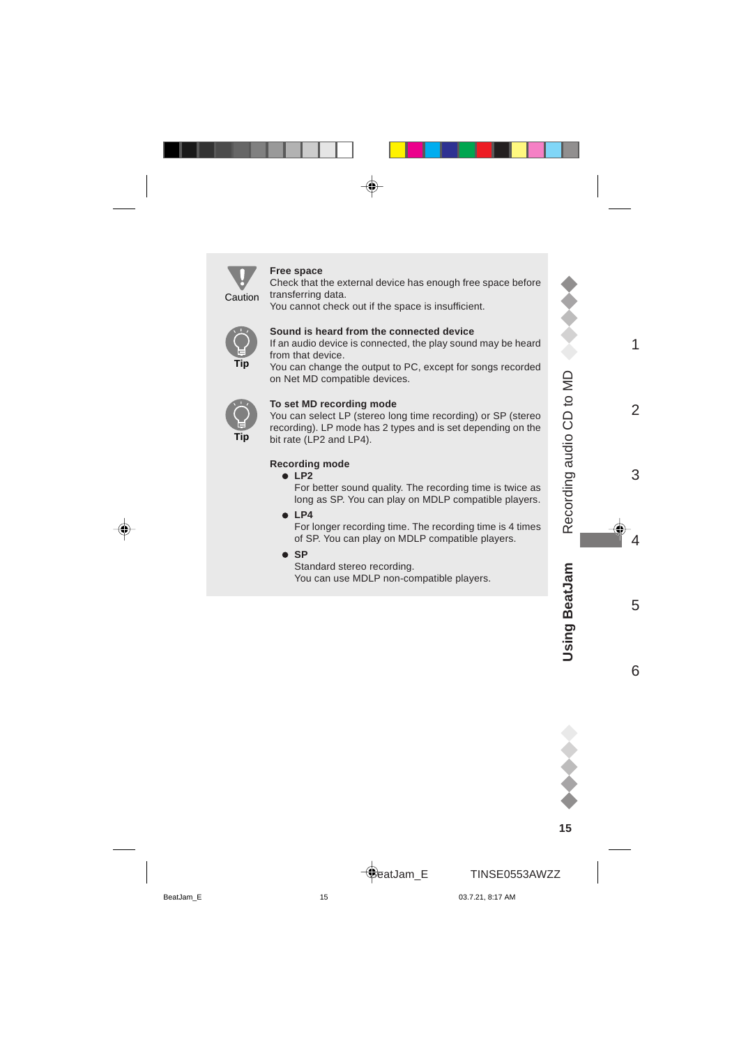Caution

**Free space**
Check that the external device has enough free space before transferring data.
You cannot check out if the space is insufficient.

Tip

**Sound is heard from the connected device**
If an audio device is connected, the play sound may be heard from that device.
You can change the output to PC, except for songs recorded on Net MD compatible devices.

Tip

**To set MD recording mode**
You can select LP (stereo long time recording) or SP (stereo recording). LP mode has 2 types and is set depending on the bit rate (LP2 and LP4).

**Recording mode**

- **LP2**
  For better sound quality. The recording time is twice as long as SP. You can play on MDLP compatible players.
- **LP4**
  For longer recording time. The recording time is 4 times of SP. You can play on MDLP compatible players.
- **SP**
  Standard stereo recording.
  You can use MDLP non-compatible players.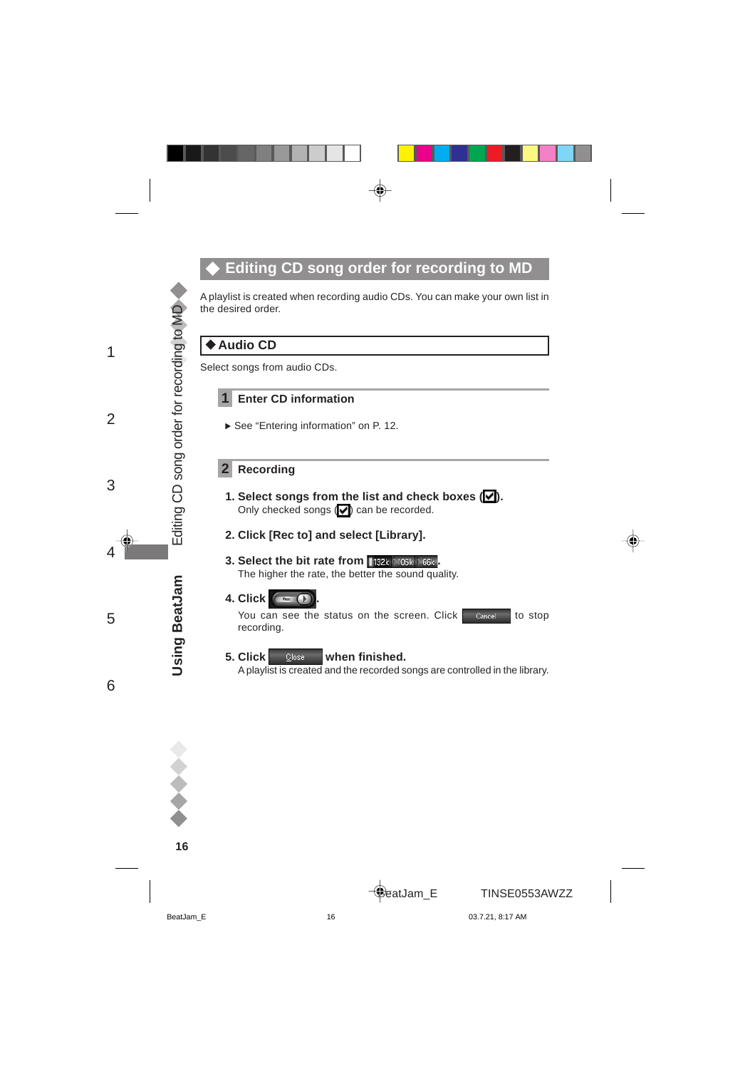# ◆ Editing CD song order for recording to MD

A playlist is created when recording audio CDs. You can make your own list in the desired order.

## ◆ Audio CD

Select songs from audio CDs.

### 1 Enter CD information

▶ See "Entering information" on P. 12.

### 2 Recording

**1. Select songs from the list and check boxes (☑).**
Only checked songs (☑) can be recorded.

**2. Click [Rec to] and select [Library].**

**3. Select the bit rate from [132k | 105k | 66k].**
The higher the rate, the better the sound quality.

**4. Click [Rec].**
You can see the status on the screen. Click [Cancel] to stop recording.

**5. Click [Close] when finished.**
A playlist is created and the recorded songs are controlled in the library.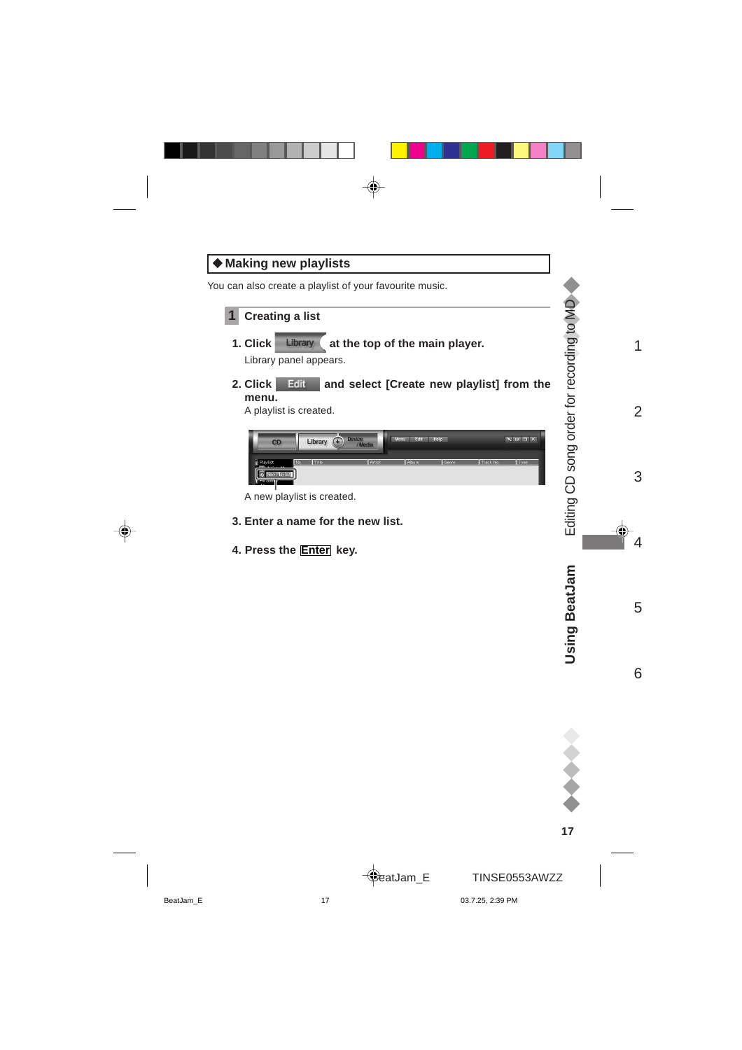## ◆Making new playlists

You can also create a playlist of your favourite music.

### 1 Creating a list

**1. Click Library at the top of the main player.**

Library panel appears.

**2. Click Edit and select [Create new playlist] from the menu.**

A playlist is created.

A new playlist is created.

**3. Enter a name for the new list.**

**4. Press the Enter key.**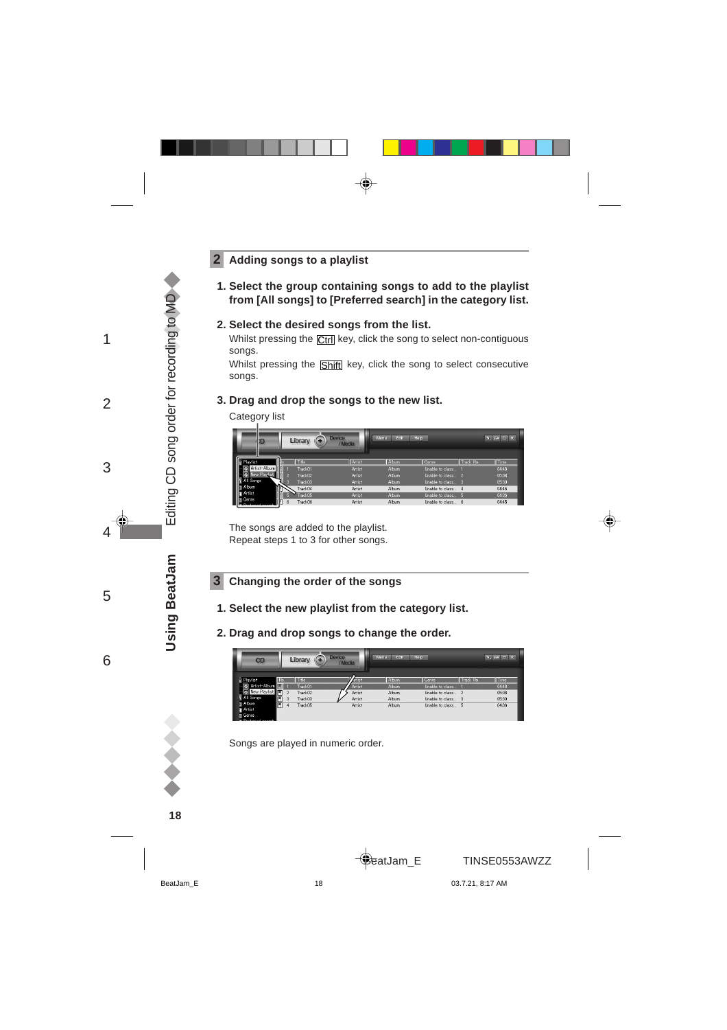## 2 Adding songs to a playlist

**1. Select the group containing songs to add to the playlist from [All songs] to [Preferred search] in the category list.**

**2. Select the desired songs from the list.**

Whilst pressing the Ctrl key, click the song to select non-contiguous songs.

Whilst pressing the Shift key, click the song to select consecutive songs.

**3. Drag and drop the songs to the new list.**

Category list

The songs are added to the playlist.
Repeat steps 1 to 3 for other songs.

## 3 Changing the order of the songs

**1. Select the new playlist from the category list.**

**2. Drag and drop songs to change the order.**

Songs are played in numeric order.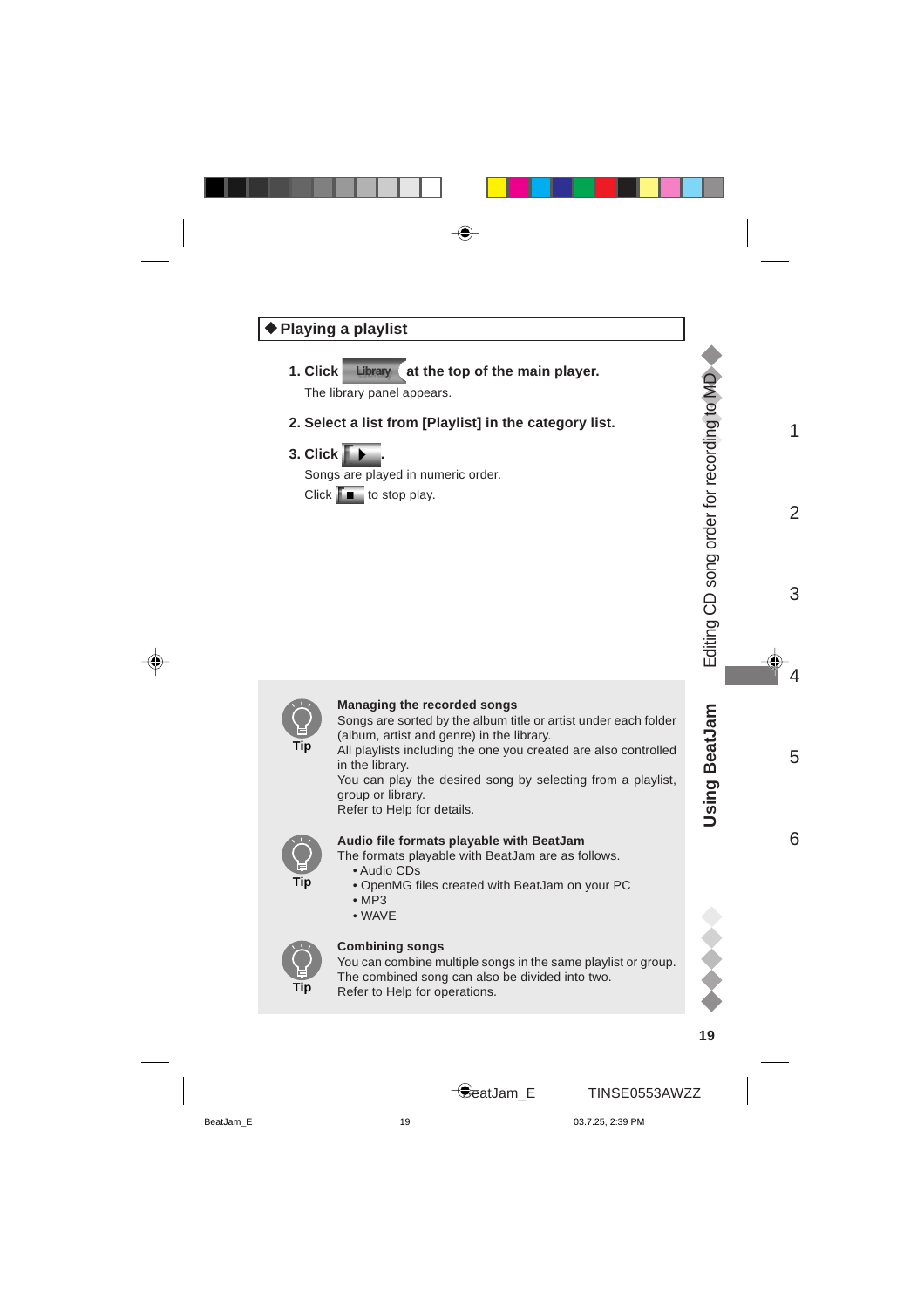## ◆ Playing a playlist

**1. Click Library at the top of the main player.**

The library panel appears.

**2. Select a list from [Playlist] in the category list.**

**3. Click ▶.**

Songs are played in numeric order.

Click ■ to stop play.

**Tip**

**Managing the recorded songs**

Songs are sorted by the album title or artist under each folder (album, artist and genre) in the library.

All playlists including the one you created are also controlled in the library.

You can play the desired song by selecting from a playlist, group or library.

Refer to Help for details.

**Tip**

**Audio file formats playable with BeatJam**

The formats playable with BeatJam are as follows.

- Audio CDs
- OpenMG files created with BeatJam on your PC
- MP3
- WAVE

**Tip**

**Combining songs**

You can combine multiple songs in the same playlist or group.

The combined song can also be divided into two.

Refer to Help for operations.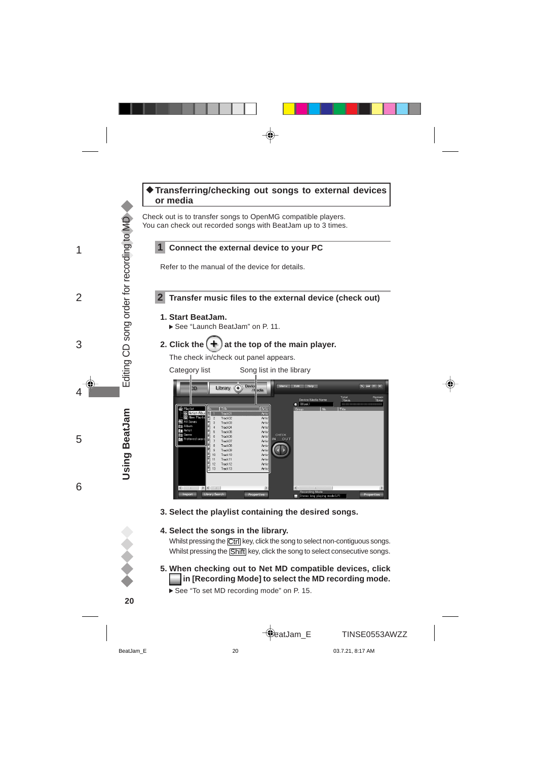## ◆Transferring/checking out songs to external devices or media

Check out is to transfer songs to OpenMG compatible players.
You can check out recorded songs with BeatJam up to 3 times.

### 1 Connect the external device to your PC

Refer to the manual of the device for details.

### 2 Transfer music files to the external device (check out)

**1. Start BeatJam.**

▶ See "Launch BeatJam" on P. 11.

**2. Click the ⊕ at the top of the main player.**

The check in/check out panel appears.

Category list    Song list in the library

**3. Select the playlist containing the desired songs.**

**4. Select the songs in the library.**

Whilst pressing the Ctrl key, click the song to select non-contiguous songs.
Whilst pressing the Shift key, click the song to select consecutive songs.

**5. When checking out to Net MD compatible devices, click ☐ in [Recording Mode] to select the MD recording mode.**

▶ See "To set MD recording mode" on P. 15.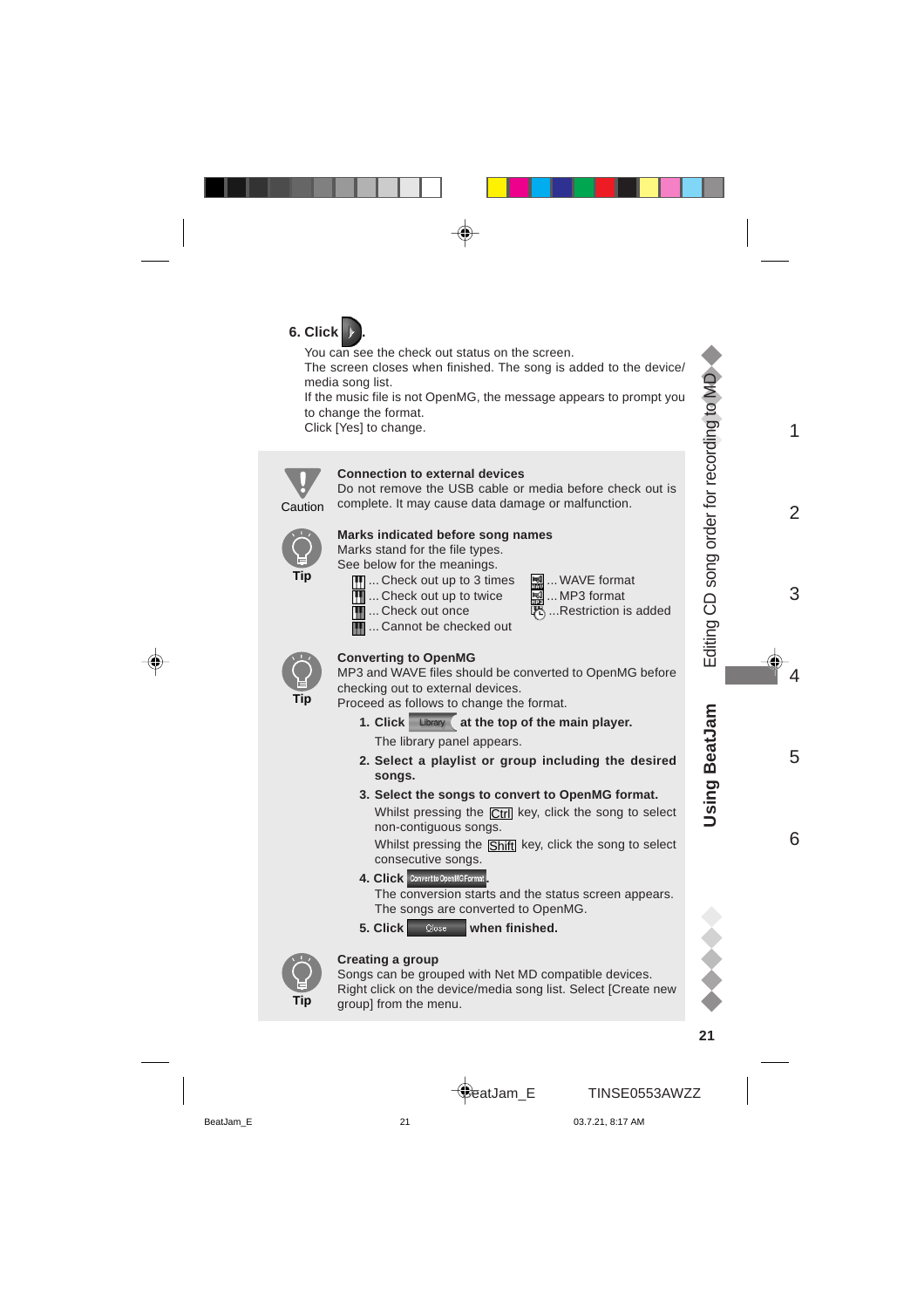**6. Click ▷.**

You can see the check out status on the screen.
The screen closes when finished. The song is added to the device/media song list.
If the music file is not OpenMG, the message appears to prompt you to change the format.
Click [Yes] to change.

Caution

**Connection to external devices**
Do not remove the USB cable or media before check out is complete. It may cause data damage or malfunction.

Tip

**Marks indicated before song names**
Marks stand for the file types.
See below for the meanings.

- ... Check out up to 3 times
- ... Check out up to twice
- ... Check out once
- ... Cannot be checked out
- ... WAVE format
- ... MP3 format
- ...Restriction is added

Tip

**Converting to OpenMG**
MP3 and WAVE files should be converted to OpenMG before checking out to external devices.
Proceed as follows to change the format.

1. **Click Library at the top of the main player.**
   The library panel appears.
2. **Select a playlist or group including the desired songs.**
3. **Select the songs to convert to OpenMG format.**
   Whilst pressing the Ctrl key, click the song to select non-contiguous songs.
   Whilst pressing the Shift key, click the song to select consecutive songs.
4. **Click Convert to OpenMG Format.**
   The conversion starts and the status screen appears.
   The songs are converted to OpenMG.
5. **Click Close when finished.**

Tip

**Creating a group**
Songs can be grouped with Net MD compatible devices.
Right click on the device/media song list. Select [Create new group] from the menu.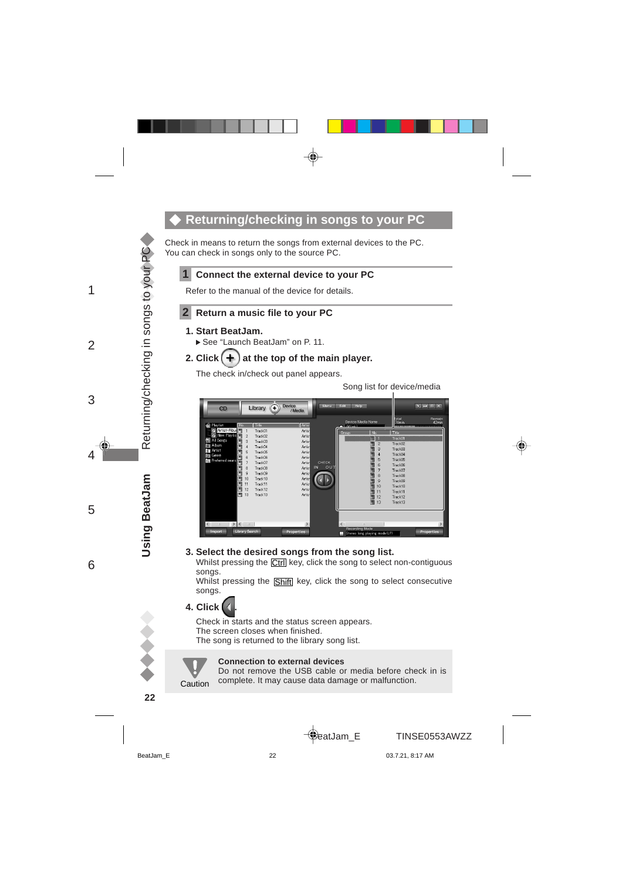## ◆ Returning/checking in songs to your PC

Check in means to return the songs from external devices to the PC.
You can check in songs only to the source PC.

### 1 Connect the external device to your PC

Refer to the manual of the device for details.

### 2 Return a music file to your PC

**1. Start BeatJam.**

▶ See “Launch BeatJam” on P. 11.

**2. Click (+) at the top of the main player.**

The check in/check out panel appears.

Song list for device/media

**3. Select the desired songs from the song list.**

Whilst pressing the [Ctrl] key, click the song to select non-contiguous songs.
Whilst pressing the [Shift] key, click the song to select consecutive songs.

**4. Click (◀).**

Check in starts and the status screen appears.
The screen closes when finished.
The song is returned to the library song list.

**Caution**

**Connection to external devices**
Do not remove the USB cable or media before check in is complete. It may cause data damage or malfunction.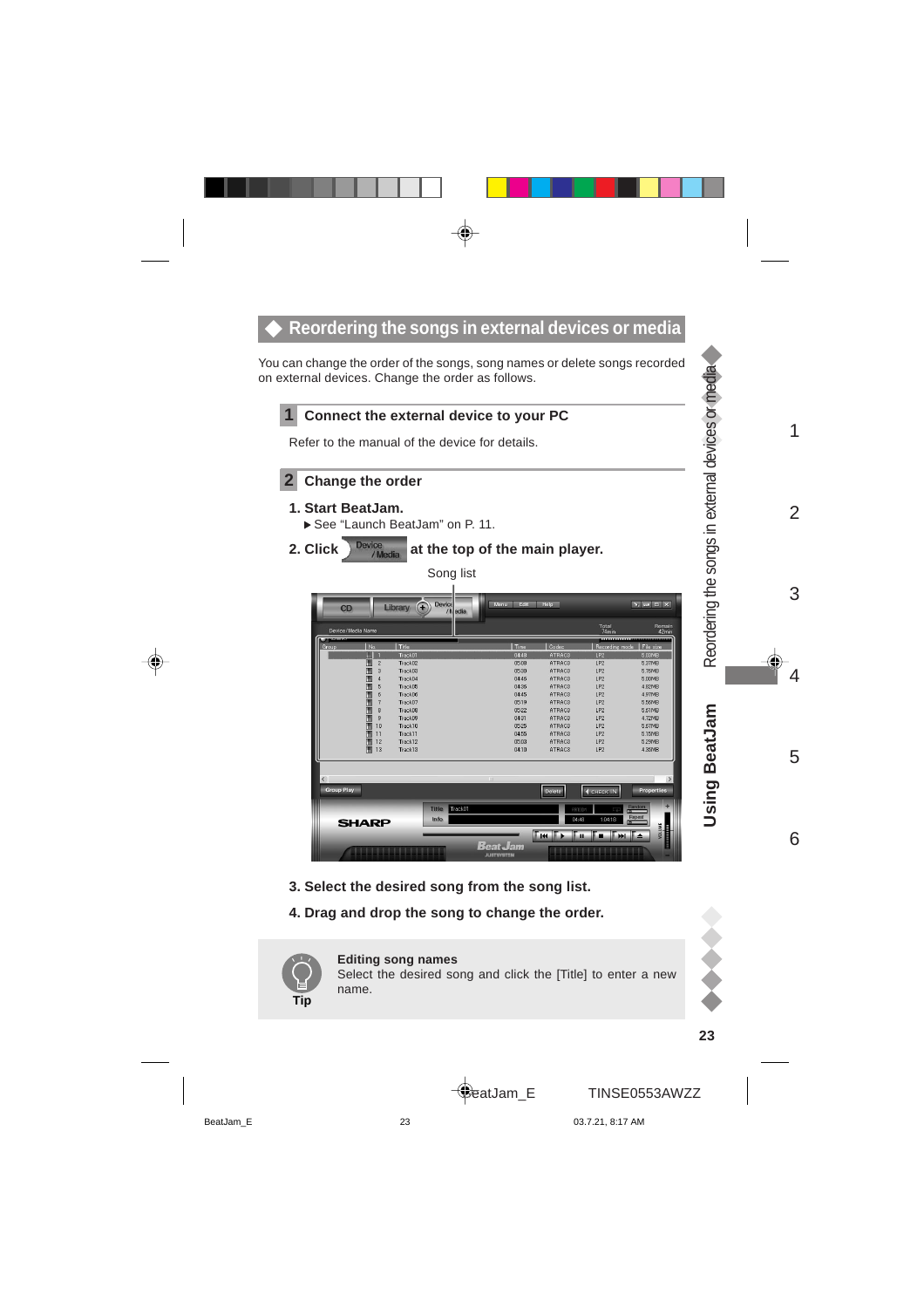## Reordering the songs in external devices or media

You can change the order of the songs, song names or delete songs recorded on external devices. Change the order as follows.

### 1 Connect the external device to your PC

Refer to the manual of the device for details.

### 2 Change the order

**1. Start BeatJam.**

▶ See “Launch BeatJam” on P. 11.

**2. Click Device / Media at the top of the main player.**

Song list

**3. Select the desired song from the song list.**

**4. Drag and drop the song to change the order.**

**Tip**

**Editing song names**

Select the desired song and click the [Title] to enter a new name.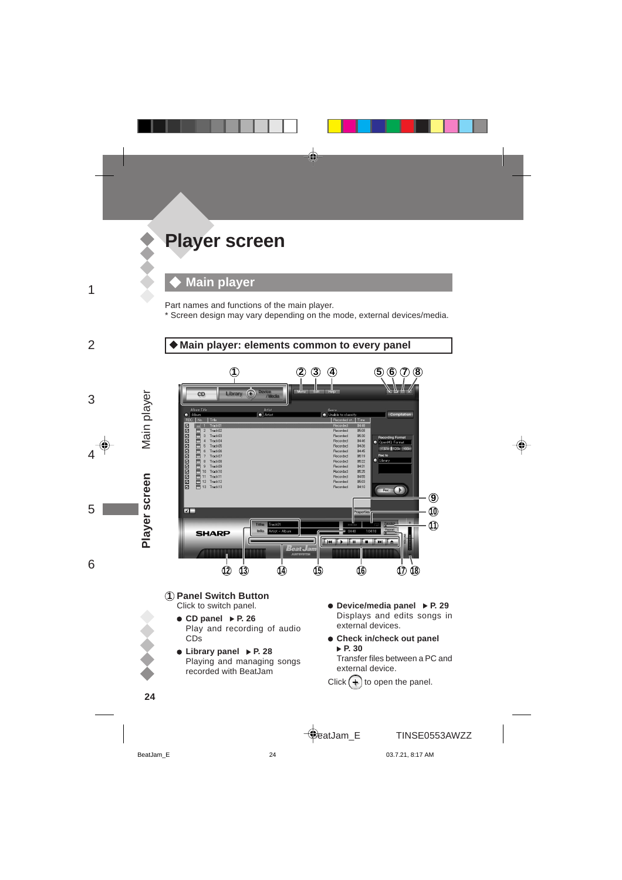# Player screen

## ◆ Main player

Part names and functions of the main player.
* Screen design may vary depending on the mode, external devices/media.

### ◆ Main player: elements common to every panel

**① Panel Switch Button**
Click to switch panel.

- **CD panel ▶ P. 26**
  Play and recording of audio CDs
- **Library panel ▶ P. 28**
  Playing and managing songs recorded with BeatJam
- **Device/media panel ▶ P. 29**
  Displays and edits songs in external devices.
- **Check in/check out panel ▶ P. 30**
  Transfer files between a PC and external device.

Click (+) to open the panel.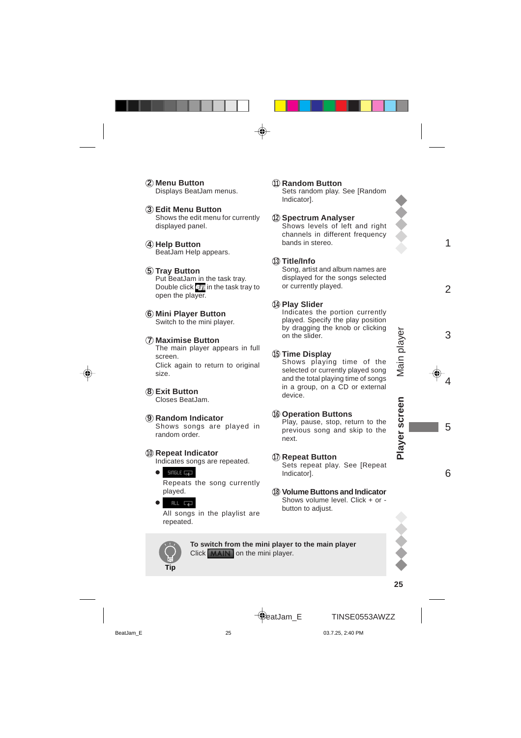② **Menu Button**
Displays BeatJam menus.

③ **Edit Menu Button**
Shows the edit menu for currently displayed panel.

④ **Help Button**
BeatJam Help appears.

⑤ **Tray Button**
Put BeatJam in the task tray.
Double click in the task tray to open the player.

⑥ **Mini Player Button**
Switch to the mini player.

⑦ **Maximise Button**
The main player appears in full screen.
Click again to return to original size.

⑧ **Exit Button**
Closes BeatJam.

⑨ **Random Indicator**
Shows songs are played in random order.

⑩ **Repeat Indicator**
Indicates songs are repeated.

- SINGLE
  Repeats the song currently played.
- ALL
  All songs in the playlist are repeated.

⑪ **Random Button**
Sets random play. See [Random Indicator].

⑫ **Spectrum Analyser**
Shows levels of left and right channels in different frequency bands in stereo.

⑬ **Title/Info**
Song, artist and album names are displayed for the songs selected or currently played.

⑭ **Play Slider**
Indicates the portion currently played. Specify the play position by dragging the knob or clicking on the slider.

⑮ **Time Display**
Shows playing time of the selected or currently played song and the total playing time of songs in a group, on a CD or external device.

⑯ **Operation Buttons**
Play, pause, stop, return to the previous song and skip to the next.

⑰ **Repeat Button**
Sets repeat play. See [Repeat Indicator].

⑱ **Volume Buttons and Indicator**
Shows volume level. Click + or - button to adjust.

**Tip**

**To switch from the mini player to the main player**
Click MAIN on the mini player.

Player screen — Main player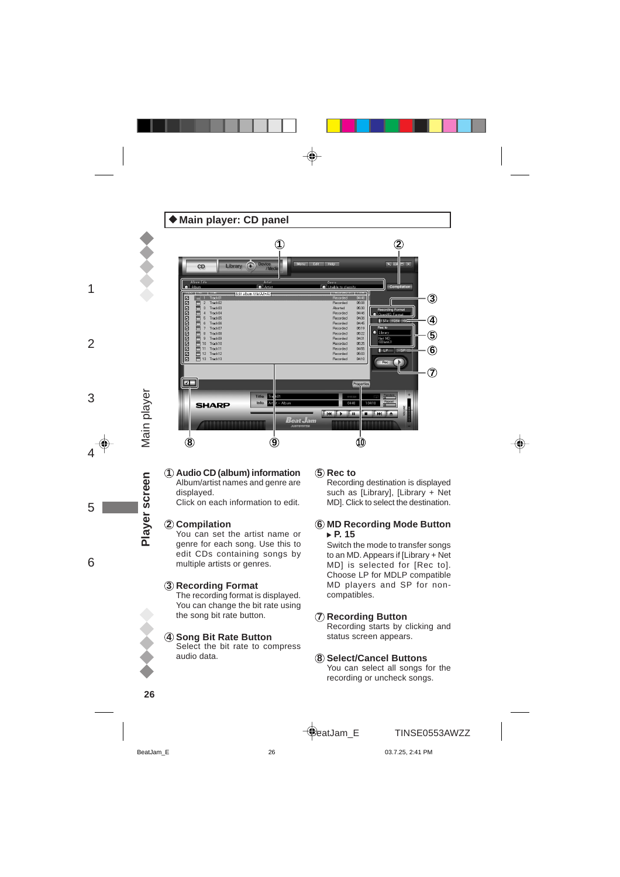## ◆Main player: CD panel

① **Audio CD (album) information**
Album/artist names and genre are displayed.
Click on each information to edit.

② **Compilation**
You can set the artist name or genre for each song. Use this to edit CDs containing songs by multiple artists or genres.

③ **Recording Format**
The recording format is displayed. You can change the bit rate using the song bit rate button.

④ **Song Bit Rate Button**
Select the bit rate to compress audio data.

⑤ **Rec to**
Recording destination is displayed such as [Library], [Library + Net MD]. Click to select the destination.

⑥ **MD Recording Mode Button**
▶ **P. 15**
Switch the mode to transfer songs to an MD. Appears if [Library + Net MD] is selected for [Rec to]. Choose LP for MDLP compatible MD players and SP for non-compatibles.

⑦ **Recording Button**
Recording starts by clicking and status screen appears.

⑧ **Select/Cancel Buttons**
You can select all songs for the recording or uncheck songs.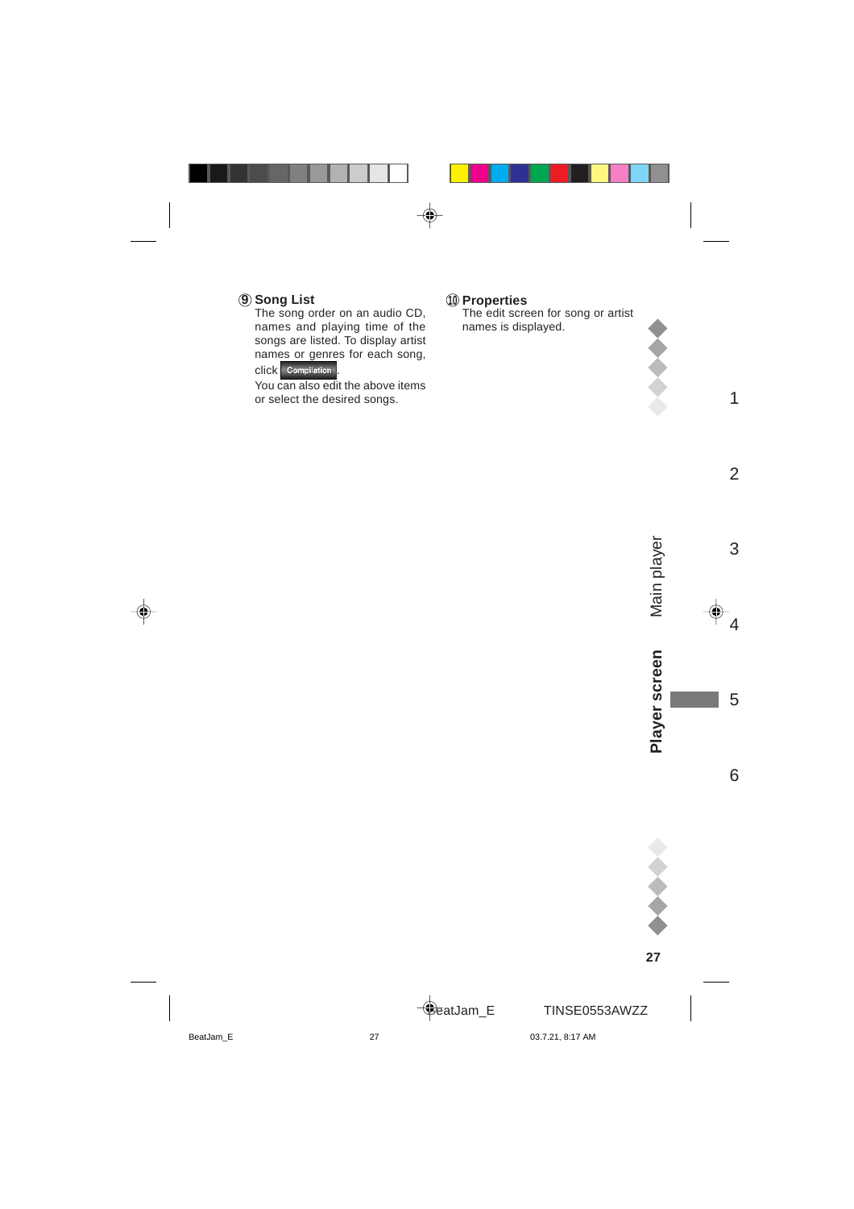### ⑨ Song List

The song order on an audio CD, names and playing time of the songs are listed. To display artist names or genres for each song, click **Compilation**.

You can also edit the above items or select the desired songs.

### ⑩ Properties

The edit screen for song or artist names is displayed.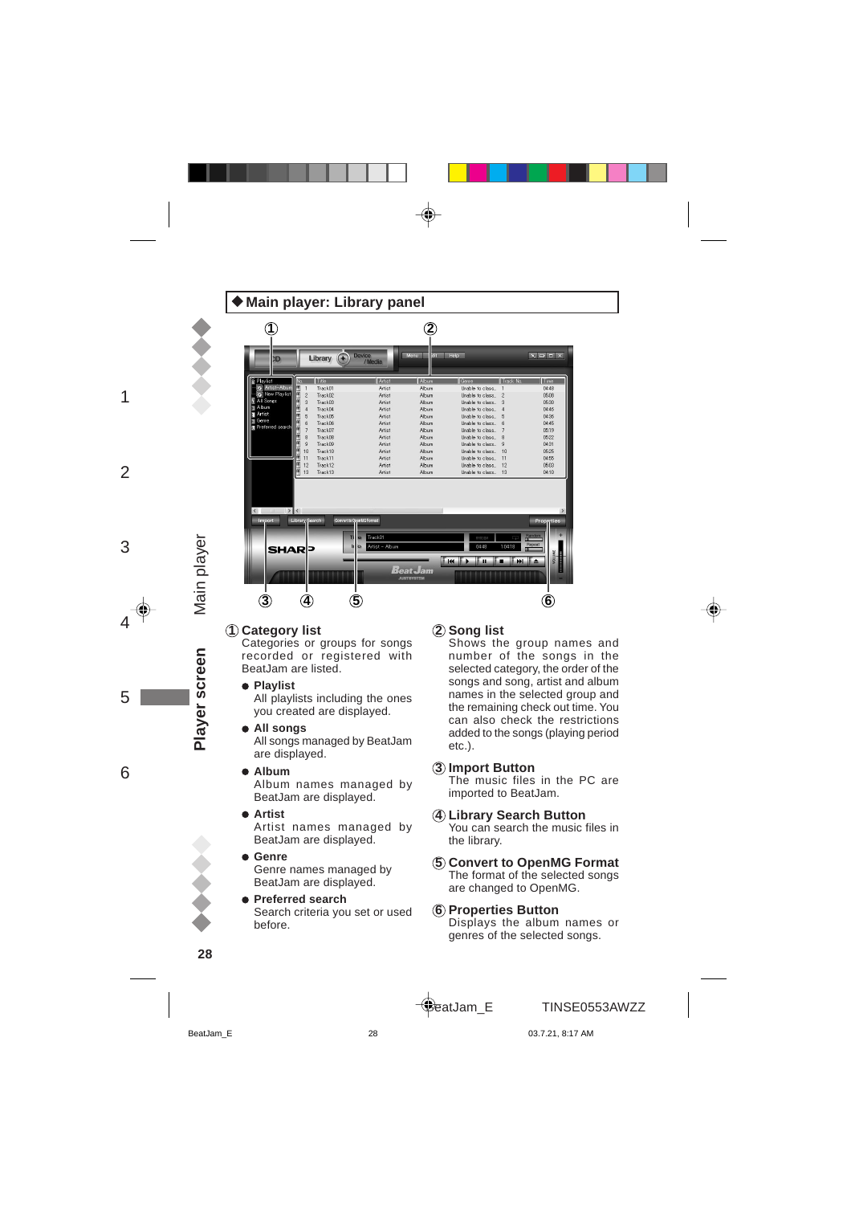## ◆Main player: Library panel

### ① Category list

Categories or groups for songs recorded or registered with BeatJam are listed.

- **Playlist**
  All playlists including the ones you created are displayed.
- **All songs**
  All songs managed by BeatJam are displayed.
- **Album**
  Album names managed by BeatJam are displayed.
- **Artist**
  Artist names managed by BeatJam are displayed.
- **Genre**
  Genre names managed by BeatJam are displayed.
- **Preferred search**
  Search criteria you set or used before.

### ② Song list

Shows the group names and number of the songs in the selected category, the order of the songs and song, artist and album names in the selected group and the remaining check out time. You can also check the restrictions added to the songs (playing period etc.).

### ③ Import Button

The music files in the PC are imported to BeatJam.

### ④ Library Search Button

You can search the music files in the library.

### ⑤ Convert to OpenMG Format

The format of the selected songs are changed to OpenMG.

### ⑥ Properties Button

Displays the album names or genres of the selected songs.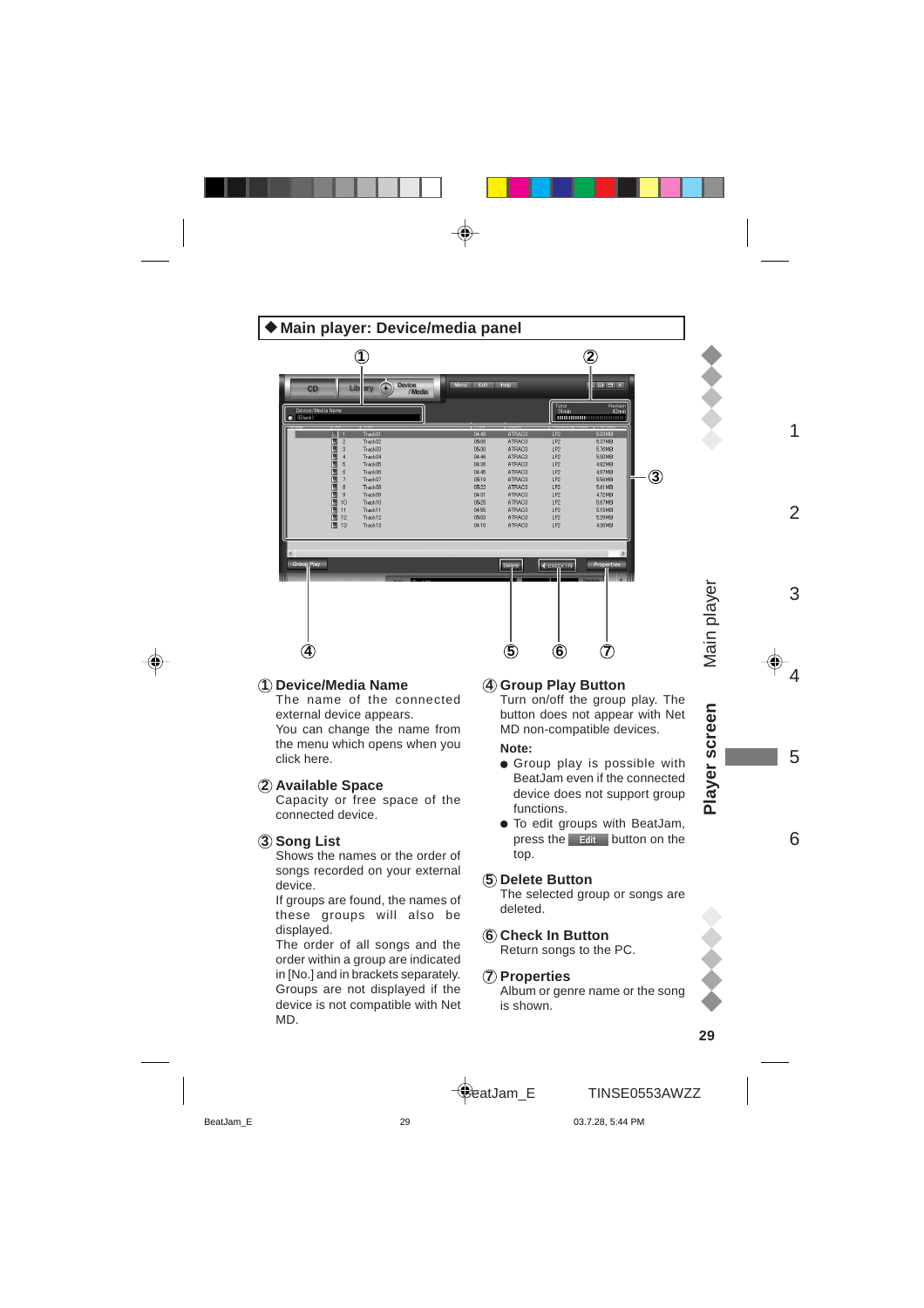## ◆ Main player: Device/media panel

① **Device/Media Name**
The name of the connected external device appears.
You can change the name from the menu which opens when you click here.

② **Available Space**
Capacity or free space of the connected device.

③ **Song List**
Shows the names or the order of songs recorded on your external device.
If groups are found, the names of these groups will also be displayed.
The order of all songs and the order within a group are indicated in [No.] and in brackets separately.
Groups are not displayed if the device is not compatible with Net MD.

④ **Group Play Button**
Turn on/off the group play. The button does not appear with Net MD non-compatible devices.

**Note:**

- Group play is possible with BeatJam even if the connected device does not support group functions.
- To edit groups with BeatJam, press the Edit button on the top.

⑤ **Delete Button**
The selected group or songs are deleted.

⑥ **Check In Button**
Return songs to the PC.

⑦ **Properties**
Album or genre name or the song is shown.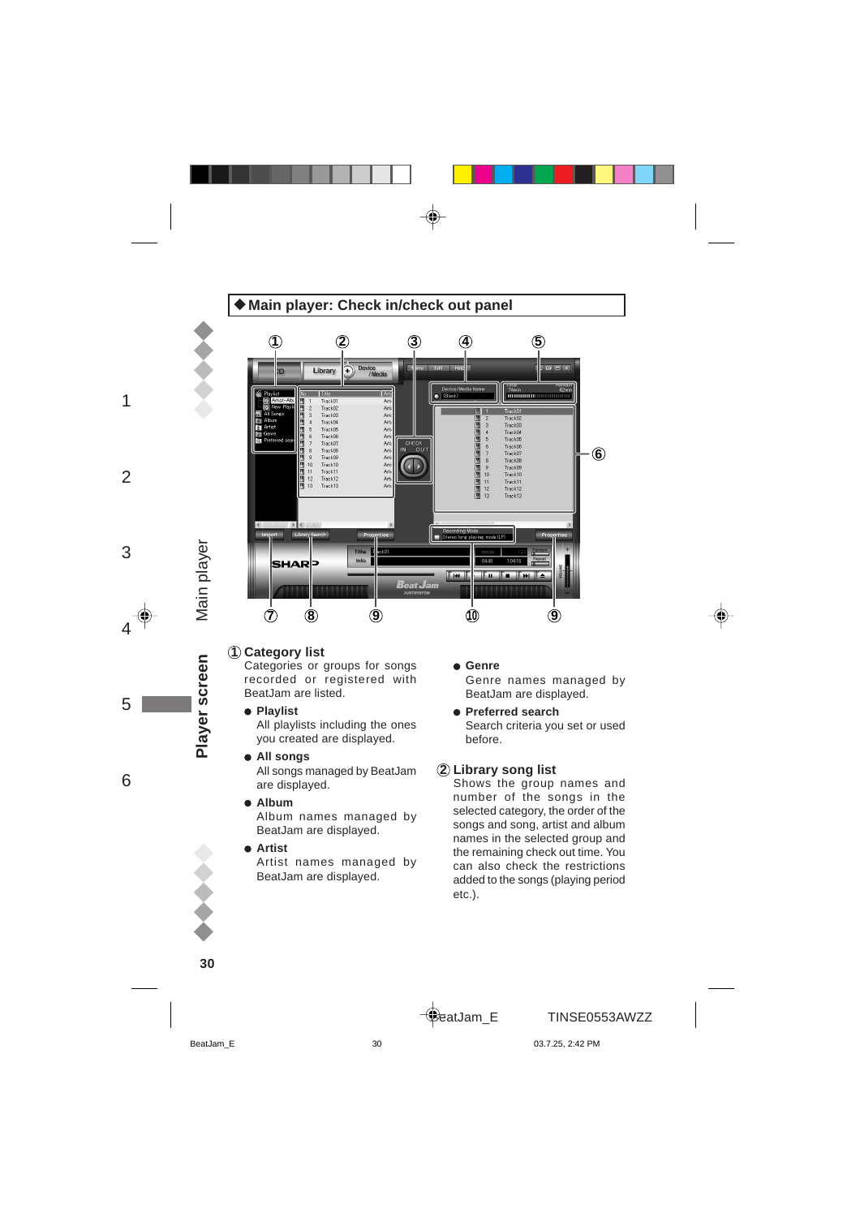## ◆Main player: Check in/check out panel

① Category list
Categories or groups for songs recorded or registered with BeatJam are listed.

- **Playlist**
  All playlists including the ones you created are displayed.
- **All songs**
  All songs managed by BeatJam are displayed.
- **Album**
  Album names managed by BeatJam are displayed.
- **Artist**
  Artist names managed by BeatJam are displayed.
- **Genre**
  Genre names managed by BeatJam are displayed.
- **Preferred search**
  Search criteria you set or used before.

② Library song list
Shows the group names and number of the songs in the selected category, the order of the songs and song, artist and album names in the selected group and the remaining check out time. You can also check the restrictions added to the songs (playing period etc.).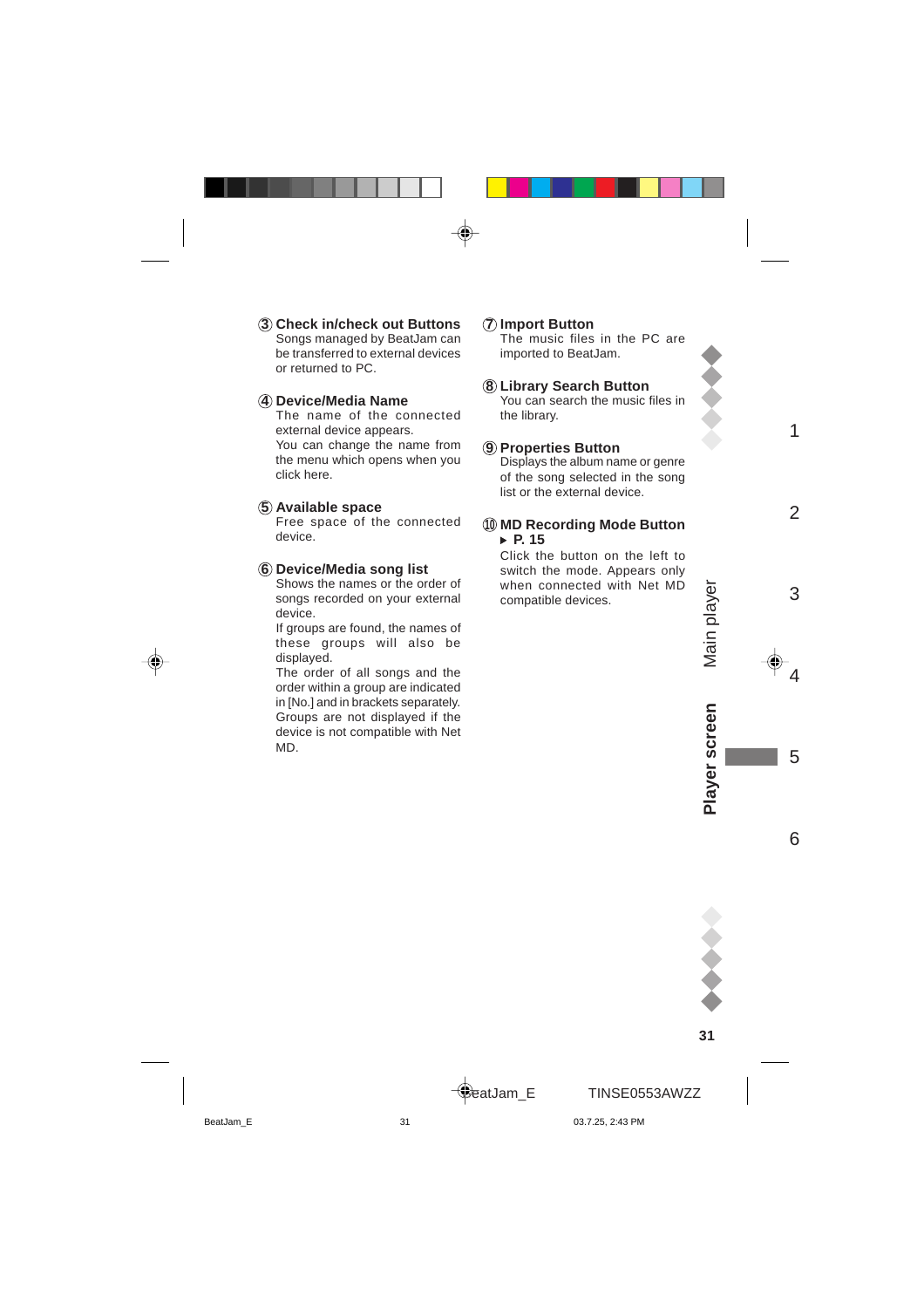### ③ Check in/check out Buttons

Songs managed by BeatJam can be transferred to external devices or returned to PC.

### ④ Device/Media Name

The name of the connected external device appears.
You can change the name from the menu which opens when you click here.

### ⑤ Available space

Free space of the connected device.

### ⑥ Device/Media song list

Shows the names or the order of songs recorded on your external device.
If groups are found, the names of these groups will also be displayed.
The order of all songs and the order within a group are indicated in [No.] and in brackets separately.
Groups are not displayed if the device is not compatible with Net MD.

### ⑦ Import Button

The music files in the PC are imported to BeatJam.

### ⑧ Library Search Button

You can search the music files in the library.

### ⑨ Properties Button

Displays the album name or genre of the song selected in the song list or the external device.

### ⑩ MD Recording Mode Button ▶ P. 15

Click the button on the left to switch the mode. Appears only when connected with Net MD compatible devices.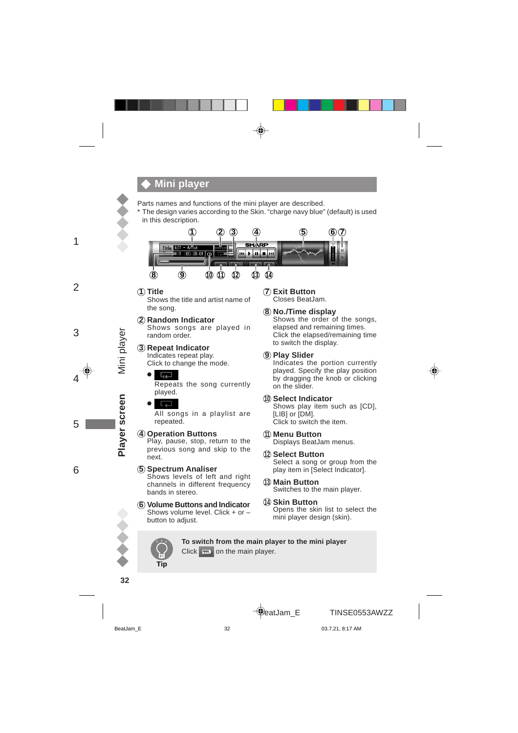## ◆ Mini player

Parts names and functions of the mini player are described.

* The design varies according to the Skin. "charge navy blue" (default) is used in this description.

**① Title**
Shows the title and artist name of the song.

**② Random Indicator**
Shows songs are played in random order.

**③ Repeat Indicator**
Indicates repeat play.
Click to change the mode.

- Repeats the song currently played.
- All songs in a playlist are repeated.

**④ Operation Buttons**
Play, pause, stop, return to the previous song and skip to the next.

**⑤ Spectrum Analiser**
Shows levels of left and right channels in different frequency bands in stereo.

**⑥ Volume Buttons and Indicator**
Shows volume level. Click + or – button to adjust.

**⑦ Exit Button**
Closes BeatJam.

**⑧ No./Time display**
Shows the order of the songs, elapsed and remaining times.
Click the elapsed/remaining time to switch the display.

**⑨ Play Slider**
Indicates the portion currently played. Specify the play position by dragging the knob or clicking on the slider.

**⑩ Select Indicator**
Shows play item such as [CD], [LIB] or [DM].
Click to switch the item.

**⑪ Menu Button**
Displays BeatJam menus.

**⑫ Select Button**
Select a song or group from the play item in [Select Indicator].

**⑬ Main Button**
Switches to the main player.

**⑭ Skin Button**
Opens the skin list to select the mini player design (skin).

**Tip**

**To switch from the main player to the mini player**
Click on the main player.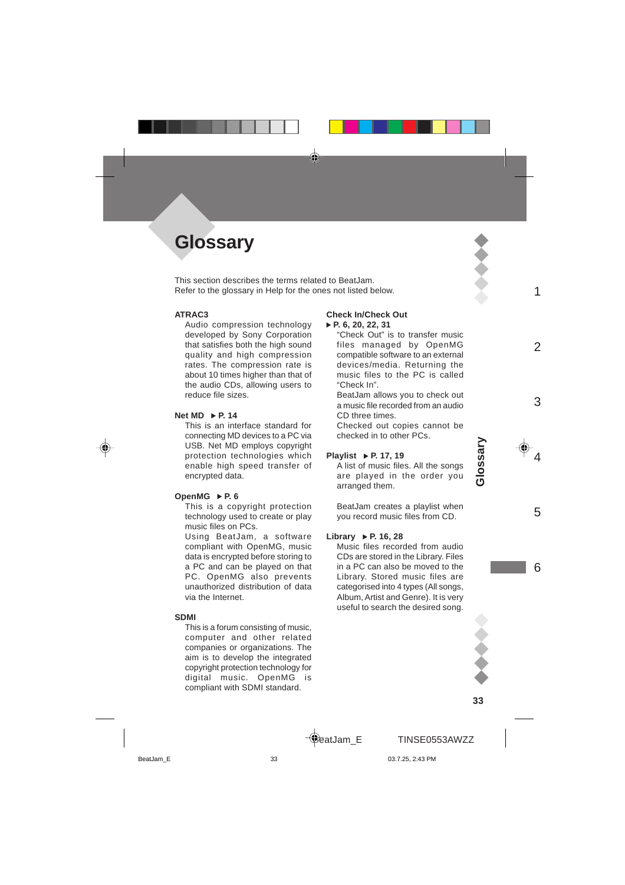# Glossary

This section describes the terms related to BeatJam.
Refer to the glossary in Help for the ones not listed below.

**ATRAC3**

Audio compression technology developed by Sony Corporation that satisfies both the high sound quality and high compression rates. The compression rate is about 10 times higher than that of the audio CDs, allowing users to reduce file sizes.

**Net MD ▶ P. 14**

This is an interface standard for connecting MD devices to a PC via USB. Net MD employs copyright protection technologies which enable high speed transfer of encrypted data.

**OpenMG ▶ P. 6**

This is a copyright protection technology used to create or play music files on PCs.
Using BeatJam, a software compliant with OpenMG, music data is encrypted before storing to a PC and can be played on that PC. OpenMG also prevents unauthorized distribution of data via the Internet.

**SDMI**

This is a forum consisting of music, computer and other related companies or organizations. The aim is to develop the integrated copyright protection technology for digital music. OpenMG is compliant with SDMI standard.

**Check In/Check Out ▶ P. 6, 20, 22, 31**

"Check Out" is to transfer music files managed by OpenMG compatible software to an external devices/media. Returning the music files to the PC is called "Check In".
BeatJam allows you to check out a music file recorded from an audio CD three times.
Checked out copies cannot be checked in to other PCs.

**Playlist ▶ P. 17, 19**

A list of music files. All the songs are played in the order you arranged them.

BeatJam creates a playlist when you record music files from CD.

**Library ▶ P. 16, 28**

Music files recorded from audio CDs are stored in the Library. Files in a PC can also be moved to the Library. Stored music files are categorised into 4 types (All songs, Album, Artist and Genre). It is very useful to search the desired song.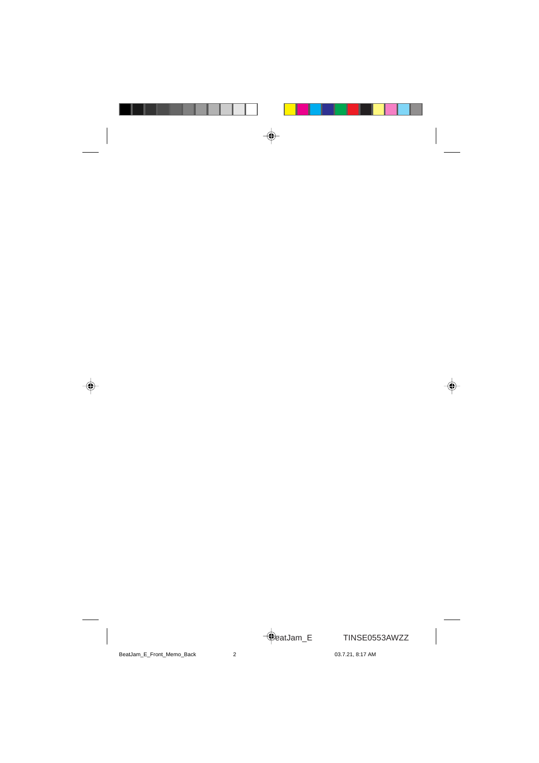TINSE0553AWZZ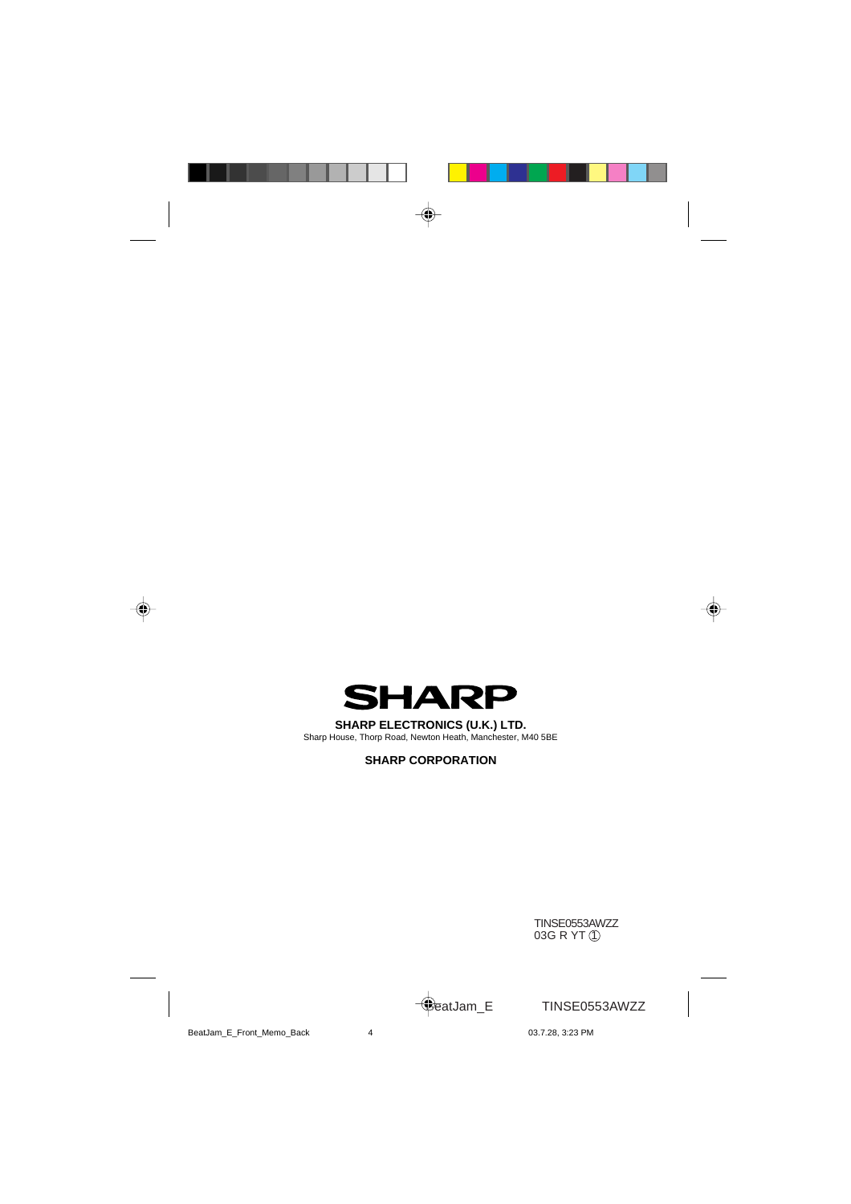# SHARP

**SHARP ELECTRONICS (U.K.) LTD.**
Sharp House, Thorp Road, Newton Heath, Manchester, M40 5BE

**SHARP CORPORATION**

TINSE0553AWZZ
03G R YT ①